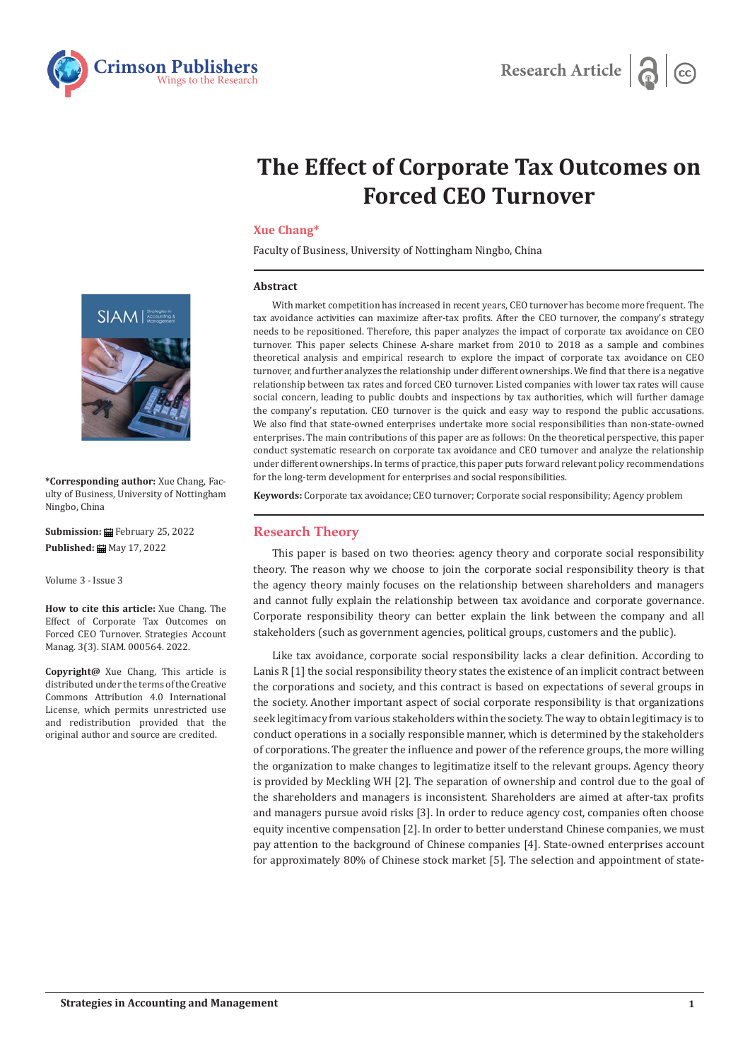Research Article

# The Effect of Corporate Tax Outcomes on Forced CEO Turnover

**Xue Chang***

Faculty of Business, University of Nottingham Ningbo, China

**\*Corresponding author:** Xue Chang, Faculty of Business, University of Nottingham Ningbo, China

**Submission:** February 25, 2022

**Published:** May 17, 2022

Volume 3 - Issue 3

**How to cite this article:** Xue Chang. The Effect of Corporate Tax Outcomes on Forced CEO Turnover. Strategies Account Manag. 3(3). SIAM. 000564. 2022.

**Copyright@** Xue Chang, This article is distributed under the terms of the Creative Commons Attribution 4.0 International License, which permits unrestricted use and redistribution provided that the original author and source are credited.

### Abstract

With market competition has increased in recent years, CEO turnover has become more frequent. The tax avoidance activities can maximize after-tax profits. After the CEO turnover, the company's strategy needs to be repositioned. Therefore, this paper analyzes the impact of corporate tax avoidance on CEO turnover. This paper selects Chinese A-share market from 2010 to 2018 as a sample and combines theoretical analysis and empirical research to explore the impact of corporate tax avoidance on CEO turnover, and further analyzes the relationship under different ownerships. We find that there is a negative relationship between tax rates and forced CEO turnover. Listed companies with lower tax rates will cause social concern, leading to public doubts and inspections by tax authorities, which will further damage the company's reputation. CEO turnover is the quick and easy way to respond the public accusations. We also find that state-owned enterprises undertake more social responsibilities than non-state-owned enterprises. The main contributions of this paper are as follows: On the theoretical perspective, this paper conduct systematic research on corporate tax avoidance and CEO turnover and analyze the relationship under different ownerships. In terms of practice, this paper puts forward relevant policy recommendations for the long-term development for enterprises and social responsibilities.

**Keywords:** Corporate tax avoidance; CEO turnover; Corporate social responsibility; Agency problem

## Research Theory

This paper is based on two theories: agency theory and corporate social responsibility theory. The reason why we choose to join the corporate social responsibility theory is that the agency theory mainly focuses on the relationship between shareholders and managers and cannot fully explain the relationship between tax avoidance and corporate governance. Corporate responsibility theory can better explain the link between the company and all stakeholders (such as government agencies, political groups, customers and the public).

Like tax avoidance, corporate social responsibility lacks a clear definition. According to Lanis R [1] the social responsibility theory states the existence of an implicit contract between the corporations and society, and this contract is based on expectations of several groups in the society. Another important aspect of social corporate responsibility is that organizations seek legitimacy from various stakeholders within the society. The way to obtain legitimacy is to conduct operations in a socially responsible manner, which is determined by the stakeholders of corporations. The greater the influence and power of the reference groups, the more willing the organization to make changes to legitimatize itself to the relevant groups. Agency theory is provided by Meckling WH [2]. The separation of ownership and control due to the goal of the shareholders and managers is inconsistent. Shareholders are aimed at after-tax profits and managers pursue avoid risks [3]. In order to reduce agency cost, companies often choose equity incentive compensation [2]. In order to better understand Chinese companies, we must pay attention to the background of Chinese companies [4]. State-owned enterprises account for approximately 80% of Chinese stock market [5]. The selection and appointment of state-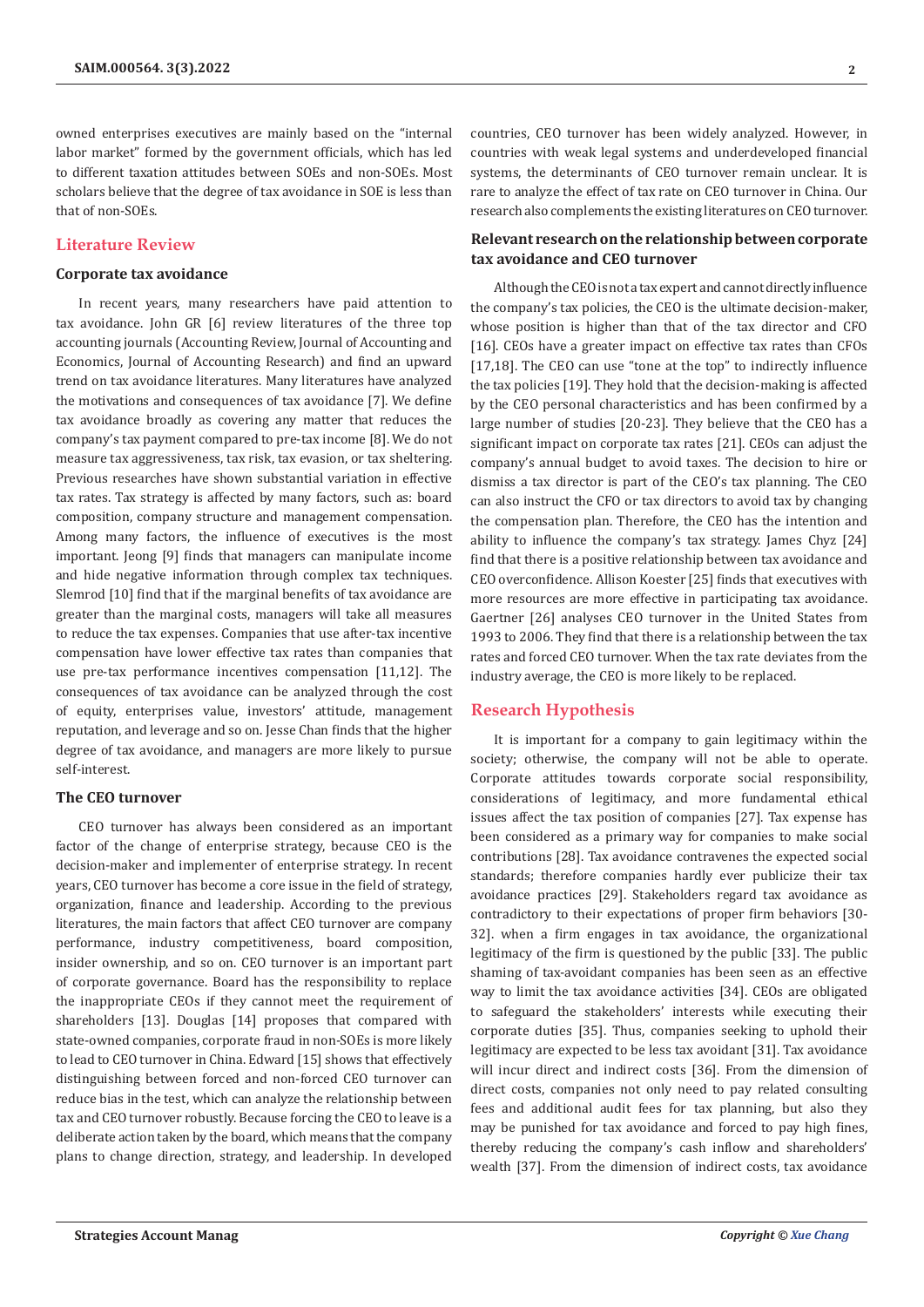owned enterprises executives are mainly based on the "internal labor market" formed by the government officials, which has led to different taxation attitudes between SOEs and non-SOEs. Most scholars believe that the degree of tax avoidance in SOE is less than that of non-SOEs.

## Literature Review

### Corporate tax avoidance

In recent years, many researchers have paid attention to tax avoidance. John GR [6] review literatures of the three top accounting journals (Accounting Review, Journal of Accounting and Economics, Journal of Accounting Research) and find an upward trend on tax avoidance literatures. Many literatures have analyzed the motivations and consequences of tax avoidance [7]. We define tax avoidance broadly as covering any matter that reduces the company's tax payment compared to pre-tax income [8]. We do not measure tax aggressiveness, tax risk, tax evasion, or tax sheltering. Previous researches have shown substantial variation in effective tax rates. Tax strategy is affected by many factors, such as: board composition, company structure and management compensation. Among many factors, the influence of executives is the most important. Jeong [9] finds that managers can manipulate income and hide negative information through complex tax techniques. Slemrod [10] find that if the marginal benefits of tax avoidance are greater than the marginal costs, managers will take all measures to reduce the tax expenses. Companies that use after-tax incentive compensation have lower effective tax rates than companies that use pre-tax performance incentives compensation [11,12]. The consequences of tax avoidance can be analyzed through the cost of equity, enterprises value, investors' attitude, management reputation, and leverage and so on. Jesse Chan finds that the higher degree of tax avoidance, and managers are more likely to pursue self-interest.

### The CEO turnover

CEO turnover has always been considered as an important factor of the change of enterprise strategy, because CEO is the decision-maker and implementer of enterprise strategy. In recent years, CEO turnover has become a core issue in the field of strategy, organization, finance and leadership. According to the previous literatures, the main factors that affect CEO turnover are company performance, industry competitiveness, board composition, insider ownership, and so on. CEO turnover is an important part of corporate governance. Board has the responsibility to replace the inappropriate CEOs if they cannot meet the requirement of shareholders [13]. Douglas [14] proposes that compared with state-owned companies, corporate fraud in non-SOEs is more likely to lead to CEO turnover in China. Edward [15] shows that effectively distinguishing between forced and non-forced CEO turnover can reduce bias in the test, which can analyze the relationship between tax and CEO turnover robustly. Because forcing the CEO to leave is a deliberate action taken by the board, which means that the company plans to change direction, strategy, and leadership. In developed countries, CEO turnover has been widely analyzed. However, in countries with weak legal systems and underdeveloped financial systems, the determinants of CEO turnover remain unclear. It is rare to analyze the effect of tax rate on CEO turnover in China. Our research also complements the existing literatures on CEO turnover.

### Relevant research on the relationship between corporate tax avoidance and CEO turnover

Although the CEO is not a tax expert and cannot directly influence the company's tax policies, the CEO is the ultimate decision-maker, whose position is higher than that of the tax director and CFO [16]. CEOs have a greater impact on effective tax rates than CFOs [17,18]. The CEO can use "tone at the top" to indirectly influence the tax policies [19]. They hold that the decision-making is affected by the CEO personal characteristics and has been confirmed by a large number of studies [20-23]. They believe that the CEO has a significant impact on corporate tax rates [21]. CEOs can adjust the company's annual budget to avoid taxes. The decision to hire or dismiss a tax director is part of the CEO's tax planning. The CEO can also instruct the CFO or tax directors to avoid tax by changing the compensation plan. Therefore, the CEO has the intention and ability to influence the company's tax strategy. James Chyz [24] find that there is a positive relationship between tax avoidance and CEO overconfidence. Allison Koester [25] finds that executives with more resources are more effective in participating tax avoidance. Gaertner [26] analyses CEO turnover in the United States from 1993 to 2006. They find that there is a relationship between the tax rates and forced CEO turnover. When the tax rate deviates from the industry average, the CEO is more likely to be replaced.

## Research Hypothesis

It is important for a company to gain legitimacy within the society; otherwise, the company will not be able to operate. Corporate attitudes towards corporate social responsibility, considerations of legitimacy, and more fundamental ethical issues affect the tax position of companies [27]. Tax expense has been considered as a primary way for companies to make social contributions [28]. Tax avoidance contravenes the expected social standards; therefore companies hardly ever publicize their tax avoidance practices [29]. Stakeholders regard tax avoidance as contradictory to their expectations of proper firm behaviors [30-32]. when a firm engages in tax avoidance, the organizational legitimacy of the firm is questioned by the public [33]. The public shaming of tax-avoidant companies has been seen as an effective way to limit the tax avoidance activities [34]. CEOs are obligated to safeguard the stakeholders' interests while executing their corporate duties [35]. Thus, companies seeking to uphold their legitimacy are expected to be less tax avoidant [31]. Tax avoidance will incur direct and indirect costs [36]. From the dimension of direct costs, companies not only need to pay related consulting fees and additional audit fees for tax planning, but also they may be punished for tax avoidance and forced to pay high fines, thereby reducing the company's cash inflow and shareholders' wealth [37]. From the dimension of indirect costs, tax avoidance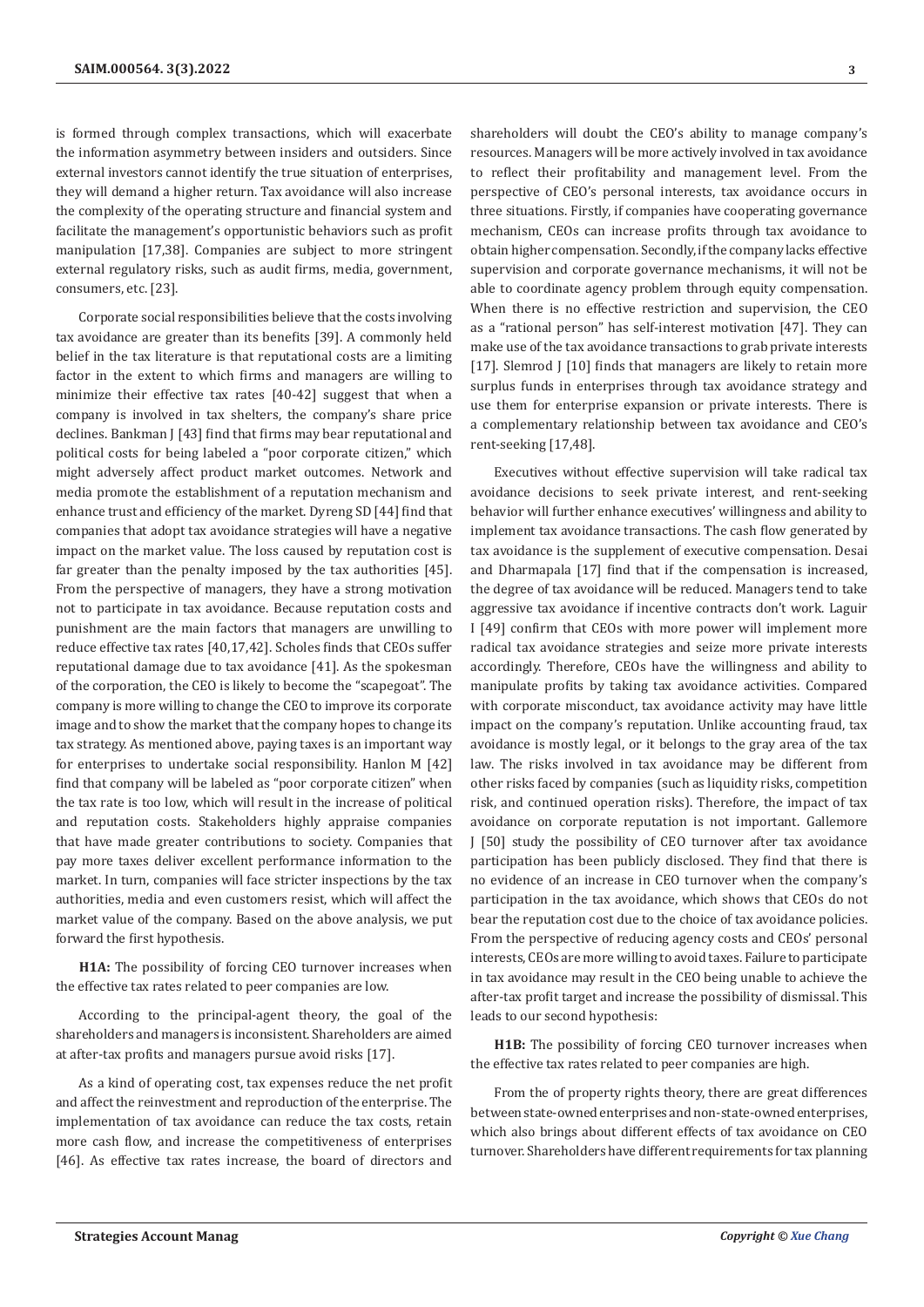is formed through complex transactions, which will exacerbate the information asymmetry between insiders and outsiders. Since external investors cannot identify the true situation of enterprises, they will demand a higher return. Tax avoidance will also increase the complexity of the operating structure and financial system and facilitate the management's opportunistic behaviors such as profit manipulation [17,38]. Companies are subject to more stringent external regulatory risks, such as audit firms, media, government, consumers, etc. [23].

Corporate social responsibilities believe that the costs involving tax avoidance are greater than its benefits [39]. A commonly held belief in the tax literature is that reputational costs are a limiting factor in the extent to which firms and managers are willing to minimize their effective tax rates [40-42] suggest that when a company is involved in tax shelters, the company's share price declines. Bankman J [43] find that firms may bear reputational and political costs for being labeled a "poor corporate citizen," which might adversely affect product market outcomes. Network and media promote the establishment of a reputation mechanism and enhance trust and efficiency of the market. Dyreng SD [44] find that companies that adopt tax avoidance strategies will have a negative impact on the market value. The loss caused by reputation cost is far greater than the penalty imposed by the tax authorities [45]. From the perspective of managers, they have a strong motivation not to participate in tax avoidance. Because reputation costs and punishment are the main factors that managers are unwilling to reduce effective tax rates [40,17,42]. Scholes finds that CEOs suffer reputational damage due to tax avoidance [41]. As the spokesman of the corporation, the CEO is likely to become the "scapegoat". The company is more willing to change the CEO to improve its corporate image and to show the market that the company hopes to change its tax strategy. As mentioned above, paying taxes is an important way for enterprises to undertake social responsibility. Hanlon M [42] find that company will be labeled as "poor corporate citizen" when the tax rate is too low, which will result in the increase of political and reputation costs. Stakeholders highly appraise companies that have made greater contributions to society. Companies that pay more taxes deliver excellent performance information to the market. In turn, companies will face stricter inspections by the tax authorities, media and even customers resist, which will affect the market value of the company. Based on the above analysis, we put forward the first hypothesis.

**H1A:** The possibility of forcing CEO turnover increases when the effective tax rates related to peer companies are low.

According to the principal-agent theory, the goal of the shareholders and managers is inconsistent. Shareholders are aimed at after-tax profits and managers pursue avoid risks [17].

As a kind of operating cost, tax expenses reduce the net profit and affect the reinvestment and reproduction of the enterprise. The implementation of tax avoidance can reduce the tax costs, retain more cash flow, and increase the competitiveness of enterprises [46]. As effective tax rates increase, the board of directors and shareholders will doubt the CEO's ability to manage company's resources. Managers will be more actively involved in tax avoidance to reflect their profitability and management level. From the perspective of CEO's personal interests, tax avoidance occurs in three situations. Firstly, if companies have cooperating governance mechanism, CEOs can increase profits through tax avoidance to obtain higher compensation. Secondly, if the company lacks effective supervision and corporate governance mechanisms, it will not be able to coordinate agency problem through equity compensation. When there is no effective restriction and supervision, the CEO as a "rational person" has self-interest motivation [47]. They can make use of the tax avoidance transactions to grab private interests [17]. Slemrod J [10] finds that managers are likely to retain more surplus funds in enterprises through tax avoidance strategy and use them for enterprise expansion or private interests. There is a complementary relationship between tax avoidance and CEO's rent-seeking [17,48].

Executives without effective supervision will take radical tax avoidance decisions to seek private interest, and rent-seeking behavior will further enhance executives' willingness and ability to implement tax avoidance transactions. The cash flow generated by tax avoidance is the supplement of executive compensation. Desai and Dharmapala [17] find that if the compensation is increased, the degree of tax avoidance will be reduced. Managers tend to take aggressive tax avoidance if incentive contracts don't work. Laguir I [49] confirm that CEOs with more power will implement more radical tax avoidance strategies and seize more private interests accordingly. Therefore, CEOs have the willingness and ability to manipulate profits by taking tax avoidance activities. Compared with corporate misconduct, tax avoidance activity may have little impact on the company's reputation. Unlike accounting fraud, tax avoidance is mostly legal, or it belongs to the gray area of the tax law. The risks involved in tax avoidance may be different from other risks faced by companies (such as liquidity risks, competition risk, and continued operation risks). Therefore, the impact of tax avoidance on corporate reputation is not important. Gallemore J [50] study the possibility of CEO turnover after tax avoidance participation has been publicly disclosed. They find that there is no evidence of an increase in CEO turnover when the company's participation in the tax avoidance, which shows that CEOs do not bear the reputation cost due to the choice of tax avoidance policies. From the perspective of reducing agency costs and CEOs' personal interests, CEOs are more willing to avoid taxes. Failure to participate in tax avoidance may result in the CEO being unable to achieve the after-tax profit target and increase the possibility of dismissal. This leads to our second hypothesis:

**H1B:** The possibility of forcing CEO turnover increases when the effective tax rates related to peer companies are high.

From the of property rights theory, there are great differences between state-owned enterprises and non-state-owned enterprises, which also brings about different effects of tax avoidance on CEO turnover. Shareholders have different requirements for tax planning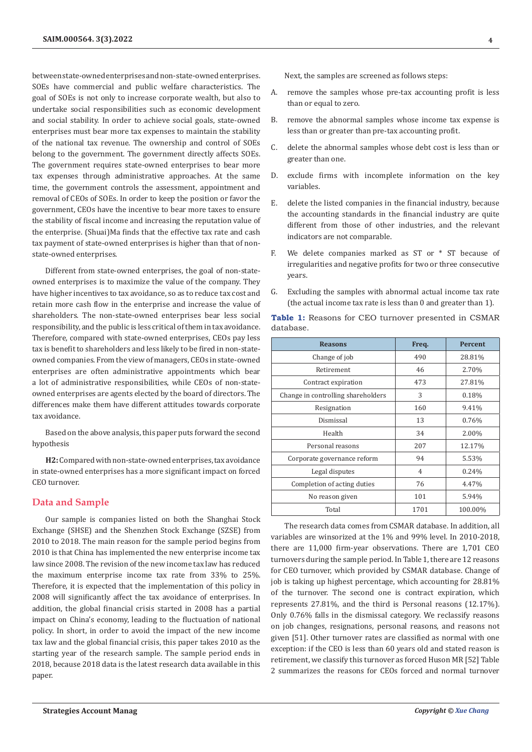between state-owned enterprises and non-state-owned enterprises. SOEs have commercial and public welfare characteristics. The goal of SOEs is not only to increase corporate wealth, but also to undertake social responsibilities such as economic development and social stability. In order to achieve social goals, state-owned enterprises must bear more tax expenses to maintain the stability of the national tax revenue. The ownership and control of SOEs belong to the government. The government directly affects SOEs. The government requires state-owned enterprises to bear more tax expenses through administrative approaches. At the same time, the government controls the assessment, appointment and removal of CEOs of SOEs. In order to keep the position or favor the government, CEOs have the incentive to bear more taxes to ensure the stability of fiscal income and increasing the reputation value of the enterprise. (Shuai)Ma finds that the effective tax rate and cash tax payment of state-owned enterprises is higher than that of non-state-owned enterprises.

Different from state-owned enterprises, the goal of non-state-owned enterprises is to maximize the value of the company. They have higher incentives to tax avoidance, so as to reduce tax cost and retain more cash flow in the enterprise and increase the value of shareholders. The non-state-owned enterprises bear less social responsibility, and the public is less critical of them in tax avoidance. Therefore, compared with state-owned enterprises, CEOs pay less tax is benefit to shareholders and less likely to be fired in non-state-owned companies. From the view of managers, CEOs in state-owned enterprises are often administrative appointments which bear a lot of administrative responsibilities, while CEOs of non-state-owned enterprises are agents elected by the board of directors. The differences make them have different attitudes towards corporate tax avoidance.

Based on the above analysis, this paper puts forward the second hypothesis

**H2:** Compared with non-state-owned enterprises, tax avoidance in state-owned enterprises has a more significant impact on forced CEO turnover.

## Data and Sample

Our sample is companies listed on both the Shanghai Stock Exchange (SHSE) and the Shenzhen Stock Exchange (SZSE) from 2010 to 2018. The main reason for the sample period begins from 2010 is that China has implemented the new enterprise income tax law since 2008. The revision of the new income tax law has reduced the maximum enterprise income tax rate from 33% to 25%. Therefore, it is expected that the implementation of this policy in 2008 will significantly affect the tax avoidance of enterprises. In addition, the global financial crisis started in 2008 has a partial impact on China's economy, leading to the fluctuation of national policy. In short, in order to avoid the impact of the new income tax law and the global financial crisis, this paper takes 2010 as the starting year of the research sample. The sample period ends in 2018, because 2018 data is the latest research data available in this paper.

Next, the samples are screened as follows steps:

A. remove the samples whose pre-tax accounting profit is less than or equal to zero.

B. remove the abnormal samples whose income tax expense is less than or greater than pre-tax accounting profit.

C. delete the abnormal samples whose debt cost is less than or greater than one.

D. exclude firms with incomplete information on the key variables.

E. delete the listed companies in the financial industry, because the accounting standards in the financial industry are quite different from those of other industries, and the relevant indicators are not comparable.

F. We delete companies marked as ST or * ST because of irregularities and negative profits for two or three consecutive years.

G. Excluding the samples with abnormal actual income tax rate (the actual income tax rate is less than 0 and greater than 1).

**Table 1:** Reasons for CEO turnover presented in CSMAR database.

| Reasons | Freq. | Percent |
|---|---|---|
| Change of job | 490 | 28.81% |
| Retirement | 46 | 2.70% |
| Contract expiration | 473 | 27.81% |
| Change in controlling shareholders | 3 | 0.18% |
| Resignation | 160 | 9.41% |
| Dismissal | 13 | 0.76% |
| Health | 34 | 2.00% |
| Personal reasons | 207 | 12.17% |
| Corporate governance reform | 94 | 5.53% |
| Legal disputes | 4 | 0.24% |
| Completion of acting duties | 76 | 4.47% |
| No reason given | 101 | 5.94% |
| Total | 1701 | 100.00% |

The research data comes from CSMAR database. In addition, all variables are winsorized at the 1% and 99% level. In 2010-2018, there are 11,000 firm-year observations. There are 1,701 CEO turnovers during the sample period. In Table 1, there are 12 reasons for CEO turnover, which provided by CSMAR database. Change of job is taking up highest percentage, which accounting for 28.81% of the turnover. The second one is contract expiration, which represents 27.81%, and the third is Personal reasons (12.17%). Only 0.76% falls in the dismissal category. We reclassify reasons on job changes, resignations, personal reasons, and reasons not given [51]. Other turnover rates are classified as normal with one exception: if the CEO is less than 60 years old and stated reason is retirement, we classify this turnover as forced Huson MR [52] Table 2 summarizes the reasons for CEOs forced and normal turnover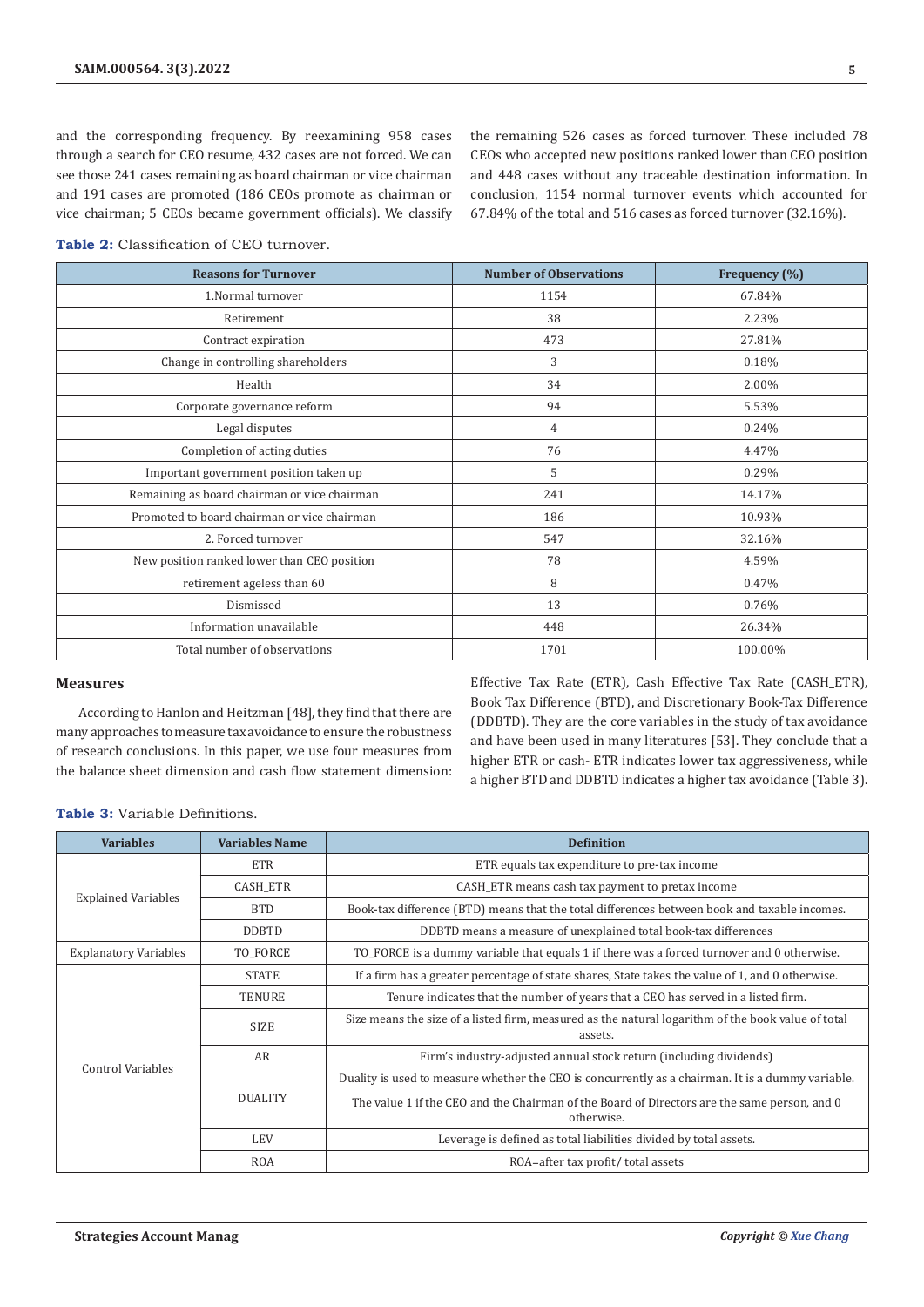and the corresponding frequency. By reexamining 958 cases through a search for CEO resume, 432 cases are not forced. We can see those 241 cases remaining as board chairman or vice chairman and 191 cases are promoted (186 CEOs promote as chairman or vice chairman; 5 CEOs became government officials). We classify the remaining 526 cases as forced turnover. These included 78 CEOs who accepted new positions ranked lower than CEO position and 448 cases without any traceable destination information. In conclusion, 1154 normal turnover events which accounted for 67.84% of the total and 516 cases as forced turnover (32.16%).

**Table 2:** Classification of CEO turnover.

| Reasons for Turnover | Number of Observations | Frequency (%) |
|---|---|---|
| 1.Normal turnover | 1154 | 67.84% |
| Retirement | 38 | 2.23% |
| Contract expiration | 473 | 27.81% |
| Change in controlling shareholders | 3 | 0.18% |
| Health | 34 | 2.00% |
| Corporate governance reform | 94 | 5.53% |
| Legal disputes | 4 | 0.24% |
| Completion of acting duties | 76 | 4.47% |
| Important government position taken up | 5 | 0.29% |
| Remaining as board chairman or vice chairman | 241 | 14.17% |
| Promoted to board chairman or vice chairman | 186 | 10.93% |
| 2. Forced turnover | 547 | 32.16% |
| New position ranked lower than CEO position | 78 | 4.59% |
| retirement ageless than 60 | 8 | 0.47% |
| Dismissed | 13 | 0.76% |
| Information unavailable | 448 | 26.34% |
| Total number of observations | 1701 | 100.00% |

## Measures

According to Hanlon and Heitzman [48], they find that there are many approaches to measure tax avoidance to ensure the robustness of research conclusions. In this paper, we use four measures from the balance sheet dimension and cash flow statement dimension: Effective Tax Rate (ETR), Cash Effective Tax Rate (CASH_ETR), Book Tax Difference (BTD), and Discretionary Book-Tax Difference (DDBTD). They are the core variables in the study of tax avoidance and have been used in many literatures [53]. They conclude that a higher ETR or cash- ETR indicates lower tax aggressiveness, while a higher BTD and DDBTD indicates a higher tax avoidance (Table 3).

**Table 3:** Variable Definitions.

| Variables | Variables Name | Definition |
|---|---|---|
| Explained Variables | ETR | ETR equals tax expenditure to pre-tax income |
| | CASH_ETR | CASH_ETR means cash tax payment to pretax income |
| | BTD | Book-tax difference (BTD) means that the total differences between book and taxable incomes. |
| | DDBTD | DDBTD means a measure of unexplained total book-tax differences |
| Explanatory Variables | TO_FORCE | TO_FORCE is a dummy variable that equals 1 if there was a forced turnover and 0 otherwise. |
| Control Variables | STATE | If a firm has a greater percentage of state shares, State takes the value of 1, and 0 otherwise. |
| | TENURE | Tenure indicates that the number of years that a CEO has served in a listed firm. |
| | SIZE | Size means the size of a listed firm, measured as the natural logarithm of the book value of total assets. |
| | AR | Firm's industry-adjusted annual stock return (including dividends) |
| | DUALITY | Duality is used to measure whether the CEO is concurrently as a chairman. It is a dummy variable. The value 1 if the CEO and the Chairman of the Board of Directors are the same person, and 0 otherwise. |
| | LEV | Leverage is defined as total liabilities divided by total assets. |
| | ROA | ROA=after tax profit/ total assets |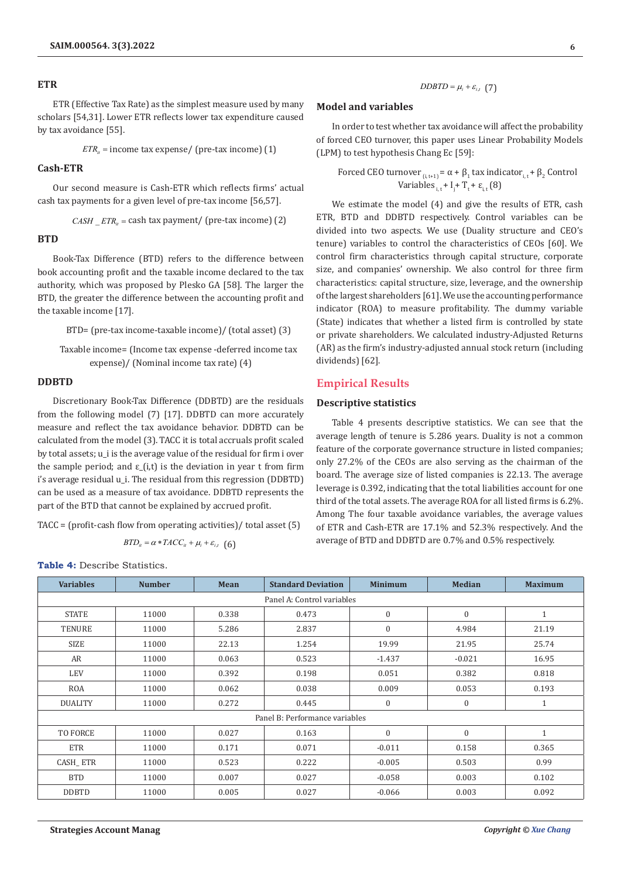### ETR

ETR (Effective Tax Rate) as the simplest measure used by many scholars [54,31]. Lower ETR reflects lower tax expenditure caused by tax avoidance [55].

$$ETR_{it} = \text{income tax expense/ (pre-tax income)} \quad (1)$$

### Cash-ETR

Our second measure is Cash-ETR which reflects firms' actual cash tax payments for a given level of pre-tax income [56,57].

$$CASH\_ETR_{it} = \text{cash tax payment/ (pre-tax income)} \quad (2)$$

### BTD

Book-Tax Difference (BTD) refers to the difference between book accounting profit and the taxable income declared to the tax authority, which was proposed by Plesko GA [58]. The larger the BTD, the greater the difference between the accounting profit and the taxable income [17].

BTD= (pre-tax income-taxable income)/ (total asset) (3)

Taxable income= (Income tax expense -deferred income tax expense)/ (Nominal income tax rate) (4)

### DDBTD

Discretionary Book-Tax Difference (DDBTD) are the residuals from the following model (7) [17]. DDBTD can more accurately measure and reflect the tax avoidance behavior. DDBTD can be calculated from the model (3). TACC it is total accruals profit scaled by total assets; u_i is the average value of the residual for firm i over the sample period; and ε_(i,t) is the deviation in year t from firm i's average residual u_i. The residual from this regression (DDBTD) can be used as a measure of tax avoidance. DDBTD represents the part of the BTD that cannot be explained by accrued profit.

TACC = (profit-cash flow from operating activities)/ total asset (5)

$$BTD_{it} = \alpha * TACC_{it} + \mu_i + \varepsilon_{i,t} \quad (6)$$

$$DDBTD = \mu_i + \varepsilon_{i,t} \quad (7)$$

### Model and variables

In order to test whether tax avoidance will affect the probability of forced CEO turnover, this paper uses Linear Probability Models (LPM) to test hypothesis Chang Ec [59]:

$$\text{Forced CEO turnover}_{(i,t+1)} = \alpha + \beta_1 \text{ tax indicator}_{i,t} + \beta_2 \text{ Control Variables}_{i,t} + I_j + T_t + \varepsilon_{i,t} \quad (8)$$

We estimate the model (4) and give the results of ETR, cash ETR, BTD and DDBTD respectively. Control variables can be divided into two aspects. We use (Duality structure and CEO's tenure) variables to control the characteristics of CEOs [60]. We control firm characteristics through capital structure, corporate size, and companies' ownership. We also control for three firm characteristics: capital structure, size, leverage, and the ownership of the largest shareholders [61]. We use the accounting performance indicator (ROA) to measure profitability. The dummy variable (State) indicates that whether a listed firm is controlled by state or private shareholders. We calculated industry-Adjusted Returns (AR) as the firm's industry-adjusted annual stock return (including dividends) [62].

## Empirical Results

### Descriptive statistics

Table 4 presents descriptive statistics. We can see that the average length of tenure is 5.286 years. Duality is not a common feature of the corporate governance structure in listed companies; only 27.2% of the CEOs are also serving as the chairman of the board. The average size of listed companies is 22.13. The average leverage is 0.392, indicating that the total liabilities account for one third of the total assets. The average ROA for all listed firms is 6.2%. Among The four taxable avoidance variables, the average values of ETR and Cash-ETR are 17.1% and 52.3% respectively. And the average of BTD and DDBTD are 0.7% and 0.5% respectively.

**Table 4:** Describe Statistics.

| Variables | Number | Mean | Standard Deviation | Minimum | Median | Maximum |
|---|---|---|---|---|---|---|
| Panel A: Control variables | | | | | | |
| STATE | 11000 | 0.338 | 0.473 | 0 | 0 | 1 |
| TENURE | 11000 | 5.286 | 2.837 | 0 | 4.984 | 21.19 |
| SIZE | 11000 | 22.13 | 1.254 | 19.99 | 21.95 | 25.74 |
| AR | 11000 | 0.063 | 0.523 | -1.437 | -0.021 | 16.95 |
| LEV | 11000 | 0.392 | 0.198 | 0.051 | 0.382 | 0.818 |
| ROA | 11000 | 0.062 | 0.038 | 0.009 | 0.053 | 0.193 |
| DUALITY | 11000 | 0.272 | 0.445 | 0 | 0 | 1 |
| Panel B: Performance variables | | | | | | |
| TO FORCE | 11000 | 0.027 | 0.163 | 0 | 0 | 1 |
| ETR | 11000 | 0.171 | 0.071 | -0.011 | 0.158 | 0.365 |
| CASH_ ETR | 11000 | 0.523 | 0.222 | -0.005 | 0.503 | 0.99 |
| BTD | 11000 | 0.007 | 0.027 | -0.058 | 0.003 | 0.102 |
| DDBTD | 11000 | 0.005 | 0.027 | -0.066 | 0.003 | 0.092 |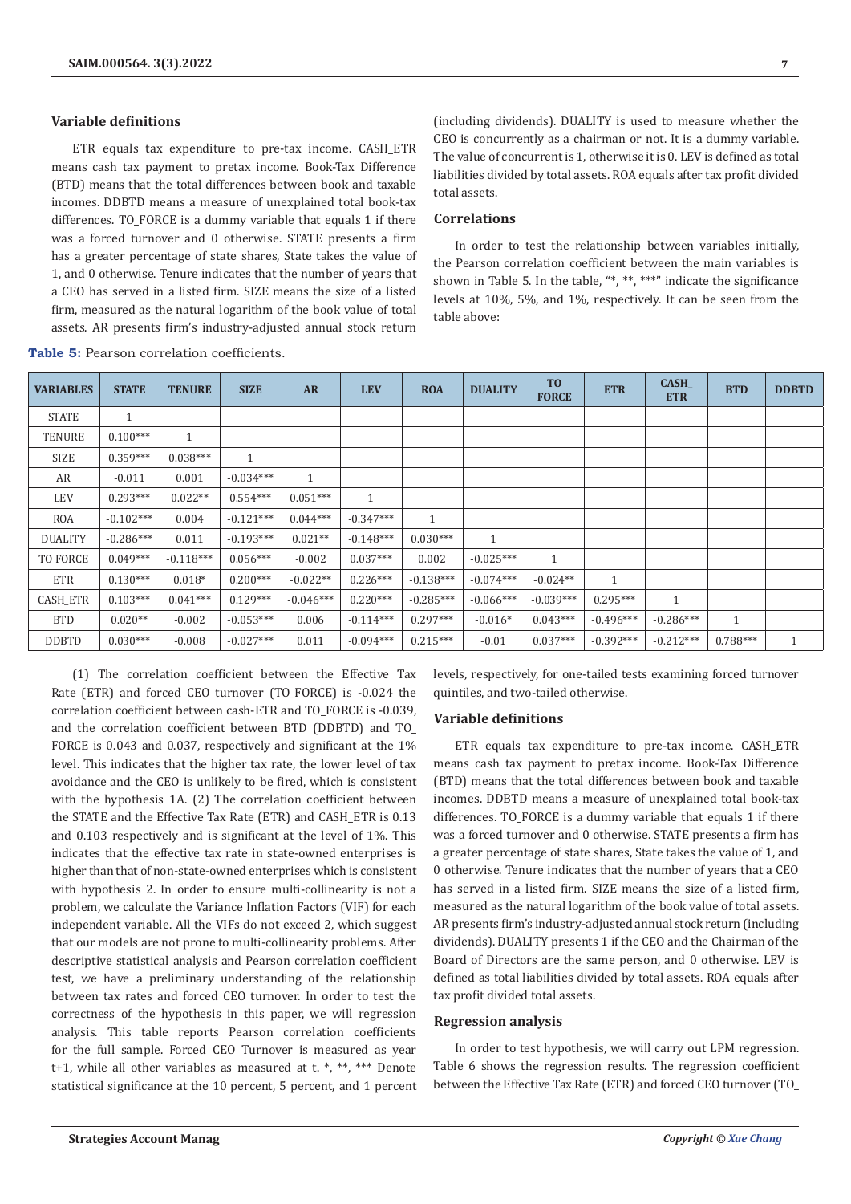### Variable definitions

ETR equals tax expenditure to pre-tax income. CASH_ETR means cash tax payment to pretax income. Book-Tax Difference (BTD) means that the total differences between book and taxable incomes. DDBTD means a measure of unexplained total book-tax differences. TO_FORCE is a dummy variable that equals 1 if there was a forced turnover and 0 otherwise. STATE presents a firm has a greater percentage of state shares, State takes the value of 1, and 0 otherwise. Tenure indicates that the number of years that a CEO has served in a listed firm. SIZE means the size of a listed firm, measured as the natural logarithm of the book value of total assets. AR presents firm's industry-adjusted annual stock return (including dividends). DUALITY is used to measure whether the CEO is concurrently as a chairman or not. It is a dummy variable. The value of concurrent is 1, otherwise it is 0. LEV is defined as total liabilities divided by total assets. ROA equals after tax profit divided total assets.

### Correlations

In order to test the relationship between variables initially, the Pearson correlation coefficient between the main variables is shown in Table 5. In the table, "*, **, ***" indicate the significance levels at 10%, 5%, and 1%, respectively. It can be seen from the table above:

**Table 5:** Pearson correlation coefficients.

| VARIABLES | STATE | TENURE | SIZE | AR | LEV | ROA | DUALITY | TO FORCE | ETR | CASH_ ETR | BTD | DDBTD |
|---|---|---|---|---|---|---|---|---|---|---|---|---|
| STATE | 1 | | | | | | | | | | | |
| TENURE | 0.100*** | 1 | | | | | | | | | | |
| SIZE | 0.359*** | 0.038*** | 1 | | | | | | | | | |
| AR | -0.011 | 0.001 | -0.034*** | 1 | | | | | | | | |
| LEV | 0.293*** | 0.022** | 0.554*** | 0.051*** | 1 | | | | | | | |
| ROA | -0.102*** | 0.004 | -0.121*** | 0.044*** | -0.347*** | 1 | | | | | | |
| DUALITY | -0.286*** | 0.011 | -0.193*** | 0.021** | -0.148*** | 0.030*** | 1 | | | | | |
| TO FORCE | 0.049*** | -0.118*** | 0.056*** | -0.002 | 0.037*** | 0.002 | -0.025*** | 1 | | | | |
| ETR | 0.130*** | 0.018* | 0.200*** | -0.022** | 0.226*** | -0.138*** | -0.074*** | -0.024** | 1 | | | |
| CASH_ETR | 0.103*** | 0.041*** | 0.129*** | -0.046*** | 0.220*** | -0.285*** | -0.066*** | -0.039*** | 0.295*** | 1 | | |
| BTD | 0.020** | -0.002 | -0.053*** | 0.006 | -0.114*** | 0.297*** | -0.016* | 0.043*** | -0.496*** | -0.286*** | 1 | |
| DDBTD | 0.030*** | -0.008 | -0.027*** | 0.011 | -0.094*** | 0.215*** | -0.01 | 0.037*** | -0.392*** | -0.212*** | 0.788*** | 1 |

(1) The correlation coefficient between the Effective Tax Rate (ETR) and forced CEO turnover (TO_FORCE) is -0.024 the correlation coefficient between cash-ETR and TO_FORCE is -0.039, and the correlation coefficient between BTD (DDBTD) and TO_FORCE is 0.043 and 0.037, respectively and significant at the 1% level. This indicates that the higher tax rate, the lower level of tax avoidance and the CEO is unlikely to be fired, which is consistent with the hypothesis 1A. (2) The correlation coefficient between the STATE and the Effective Tax Rate (ETR) and CASH_ETR is 0.13 and 0.103 respectively and is significant at the level of 1%. This indicates that the effective tax rate in state-owned enterprises is higher than that of non-state-owned enterprises which is consistent with hypothesis 2. In order to ensure multi-collinearity is not a problem, we calculate the Variance Inflation Factors (VIF) for each independent variable. All the VIFs do not exceed 2, which suggest that our models are not prone to multi-collinearity problems. After descriptive statistical analysis and Pearson correlation coefficient test, we have a preliminary understanding of the relationship between tax rates and forced CEO turnover. In order to test the correctness of the hypothesis in this paper, we will regression analysis. This table reports Pearson correlation coefficients for the full sample. Forced CEO Turnover is measured as year t+1, while all other variables as measured at t. *, **, *** Denote statistical significance at the 10 percent, 5 percent, and 1 percent levels, respectively, for one-tailed tests examining forced turnover quintiles, and two-tailed otherwise.

### Variable definitions

ETR equals tax expenditure to pre-tax income. CASH_ETR means cash tax payment to pretax income. Book-Tax Difference (BTD) means that the total differences between book and taxable incomes. DDBTD means a measure of unexplained total book-tax differences. TO_FORCE is a dummy variable that equals 1 if there was a forced turnover and 0 otherwise. STATE presents a firm has a greater percentage of state shares, State takes the value of 1, and 0 otherwise. Tenure indicates that the number of years that a CEO has served in a listed firm. SIZE means the size of a listed firm, measured as the natural logarithm of the book value of total assets. AR presents firm's industry-adjusted annual stock return (including dividends). DUALITY presents 1 if the CEO and the Chairman of the Board of Directors are the same person, and 0 otherwise. LEV is defined as total liabilities divided by total assets. ROA equals after tax profit divided total assets.

### Regression analysis

In order to test hypothesis, we will carry out LPM regression. Table 6 shows the regression results. The regression coefficient between the Effective Tax Rate (ETR) and forced CEO turnover (TO_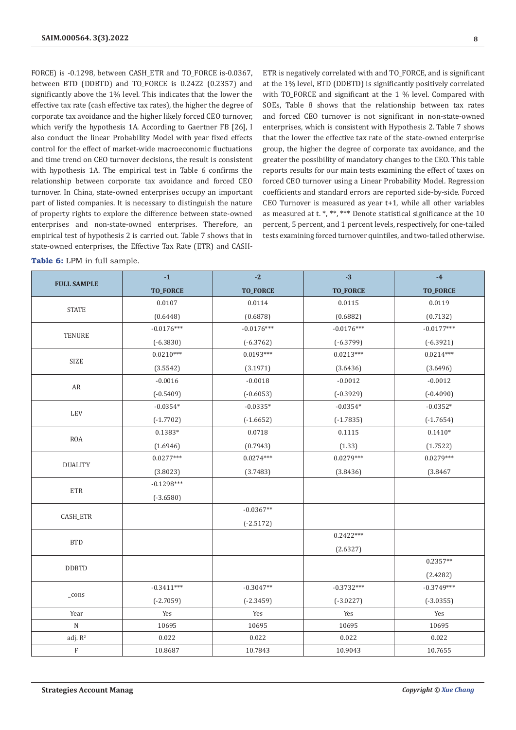FORCE) is -0.1298, between CASH_ETR and TO_FORCE is-0.0367, between BTD (DDBTD) and TO_FORCE is 0.2422 (0.2357) and significantly above the 1% level. This indicates that the lower the effective tax rate (cash effective tax rates), the higher the degree of corporate tax avoidance and the higher likely forced CEO turnover, which verify the hypothesis 1A. According to Gaertner FB [26], I also conduct the linear Probability Model with year fixed effects control for the effect of market-wide macroeconomic fluctuations and time trend on CEO turnover decisions, the result is consistent with hypothesis 1A. The empirical test in Table 6 confirms the relationship between corporate tax avoidance and forced CEO turnover. In China, state-owned enterprises occupy an important part of listed companies. It is necessary to distinguish the nature of property rights to explore the difference between state-owned enterprises and non-state-owned enterprises. Therefore, an empirical test of hypothesis 2 is carried out. Table 7 shows that in state-owned enterprises, the Effective Tax Rate (ETR) and CASH-ETR is negatively correlated with and TO_FORCE, and is significant at the 1% level, BTD (DDBTD) is significantly positively correlated with TO_FORCE and significant at the 1 % level. Compared with SOEs, Table 8 shows that the relationship between tax rates and forced CEO turnover is not significant in non-state-owned enterprises, which is consistent with Hypothesis 2. Table 7 shows that the lower the effective tax rate of the state-owned enterprise group, the higher the degree of corporate tax avoidance, and the greater the possibility of mandatory changes to the CEO. This table reports results for our main tests examining the effect of taxes on forced CEO turnover using a Linear Probability Model. Regression coefficients and standard errors are reported side-by-side. Forced CEO Turnover is measured as year t+1, while all other variables as measured at t. *, **, *** Denote statistical significance at the 10 percent, 5 percent, and 1 percent levels, respectively, for one-tailed tests examining forced turnover quintiles, and two-tailed otherwise.

**Table 6:** LPM in full sample.

| FULL SAMPLE | -1 | -2 | -3 | -4 |
|---|---|---|---|---|
| | TO_FORCE | TO_FORCE | TO_FORCE | TO_FORCE |
| STATE | 0.0107 | 0.0114 | 0.0115 | 0.0119 |
| | (0.6448) | (0.6878) | (0.6882) | (0.7132) |
| TENURE | -0.0176*** | -0.0176*** | -0.0176*** | -0.0177*** |
| | (-6.3830) | (-6.3762) | (-6.3799) | (-6.3921) |
| SIZE | 0.0210*** | 0.0193*** | 0.0213*** | 0.0214*** |
| | (3.5542) | (3.1971) | (3.6436) | (3.6496) |
| AR | -0.0016 | -0.0018 | -0.0012 | -0.0012 |
| | (-0.5409) | (-0.6053) | (-0.3929) | (-0.4090) |
| LEV | -0.0354* | -0.0335* | -0.0354* | -0.0352* |
| | (-1.7702) | (-1.6652) | (-1.7835) | (-1.7654) |
| ROA | 0.1383* | 0.0718 | 0.1115 | 0.1410* |
| | (1.6946) | (0.7943) | (1.33) | (1.7522) |
| DUALITY | 0.0277*** | 0.0274*** | 0.0279*** | 0.0279*** |
| | (3.8023) | (3.7483) | (3.8436) | (3.8467 |
| ETR | -0.1298*** | | | |
| | (-3.6580) | | | |
| CASH_ETR | | -0.0367** | | |
| | | (-2.5172) | | |
| BTD | | | 0.2422*** | |
| | | | (2.6327) | |
| DDBTD | | | | 0.2357** |
| | | | | (2.4282) |
| _cons | -0.3411*** | -0.3047** | -0.3732*** | -0.3749*** |
| | (-2.7059) | (-2.3459) | (-3.0227) | (-3.0355) |
| Year | Yes | Yes | Yes | Yes |
| N | 10695 | 10695 | 10695 | 10695 |
| adj. $R^2$ | 0.022 | 0.022 | 0.022 | 0.022 |
| F | 10.8687 | 10.7843 | 10.9043 | 10.7655 |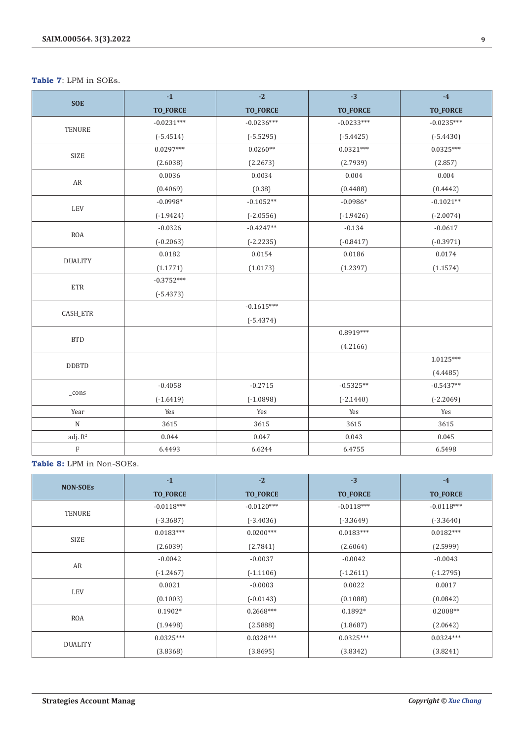**Table 7**: LPM in SOEs.

| SOE | -1 | -2 | -3 | -4 |
|---|---|---|---|---|
| | TO_FORCE | TO_FORCE | TO_FORCE | TO_FORCE |
| TENURE | -0.0231*** | -0.0236*** | -0.0233*** | -0.0235*** |
| | (-5.4514) | (-5.5295) | (-5.4425) | (-5.4430) |
| SIZE | 0.0297*** | 0.0260** | 0.0321*** | 0.0325*** |
| | (2.6038) | (2.2673) | (2.7939) | (2.857) |
| AR | 0.0036 | 0.0034 | 0.004 | 0.004 |
| | (0.4069) | (0.38) | (0.4488) | (0.4442) |
| LEV | -0.0998* | -0.1052** | -0.0986* | -0.1021** |
| | (-1.9424) | (-2.0556) | (-1.9426) | (-2.0074) |
| ROA | -0.0326 | -0.4247** | -0.134 | -0.0617 |
| | (-0.2063) | (-2.2235) | (-0.8417) | (-0.3971) |
| DUALITY | 0.0182 | 0.0154 | 0.0186 | 0.0174 |
| | (1.1771) | (1.0173) | (1.2397) | (1.1574) |
| ETR | -0.3752*** | | | |
| | (-5.4373) | | | |
| CASH_ETR | | -0.1615*** | | |
| | | (-5.4374) | | |
| BTD | | | 0.8919*** | |
| | | | (4.2166) | |
| DDBTD | | | | 1.0125*** |
| | | | | (4.4485) |
| _cons | -0.4058 | -0.2715 | -0.5325** | -0.5437** |
| | (-1.6419) | (-1.0898) | (-2.1440) | (-2.2069) |
| Year | Yes | Yes | Yes | Yes |
| N | 3615 | 3615 | 3615 | 3615 |
| adj. $R^2$ | 0.044 | 0.047 | 0.043 | 0.045 |
| F | 6.4493 | 6.6244 | 6.4755 | 6.5498 |

**Table 8:** LPM in Non-SOEs.

| NON-SOEs | -1 | -2 | -3 | -4 |
|---|---|---|---|---|
| | TO_FORCE | TO_FORCE | TO_FORCE | TO_FORCE |
| TENURE | -0.0118*** | -0.0120*** | -0.0118*** | -0.0118*** |
| | (-3.3687) | (-3.4036) | (-3.3649) | (-3.3640) |
| SIZE | 0.0183*** | 0.0200*** | 0.0183*** | 0.0182*** |
| | (2.6039) | (2.7841) | (2.6064) | (2.5999) |
| AR | -0.0042 | -0.0037 | -0.0042 | -0.0043 |
| | (-1.2467) | (-1.1106) | (-1.2611) | (-1.2795) |
| LEV | 0.0021 | -0.0003 | 0.0022 | 0.0017 |
| | (0.1003) | (-0.0143) | (0.1088) | (0.0842) |
| ROA | 0.1902* | 0.2668*** | 0.1892* | 0.2008** |
| | (1.9498) | (2.5888) | (1.8687) | (2.0642) |
| DUALITY | 0.0325*** | 0.0328*** | 0.0325*** | 0.0324*** |
| | (3.8368) | (3.8695) | (3.8342) | (3.8241) |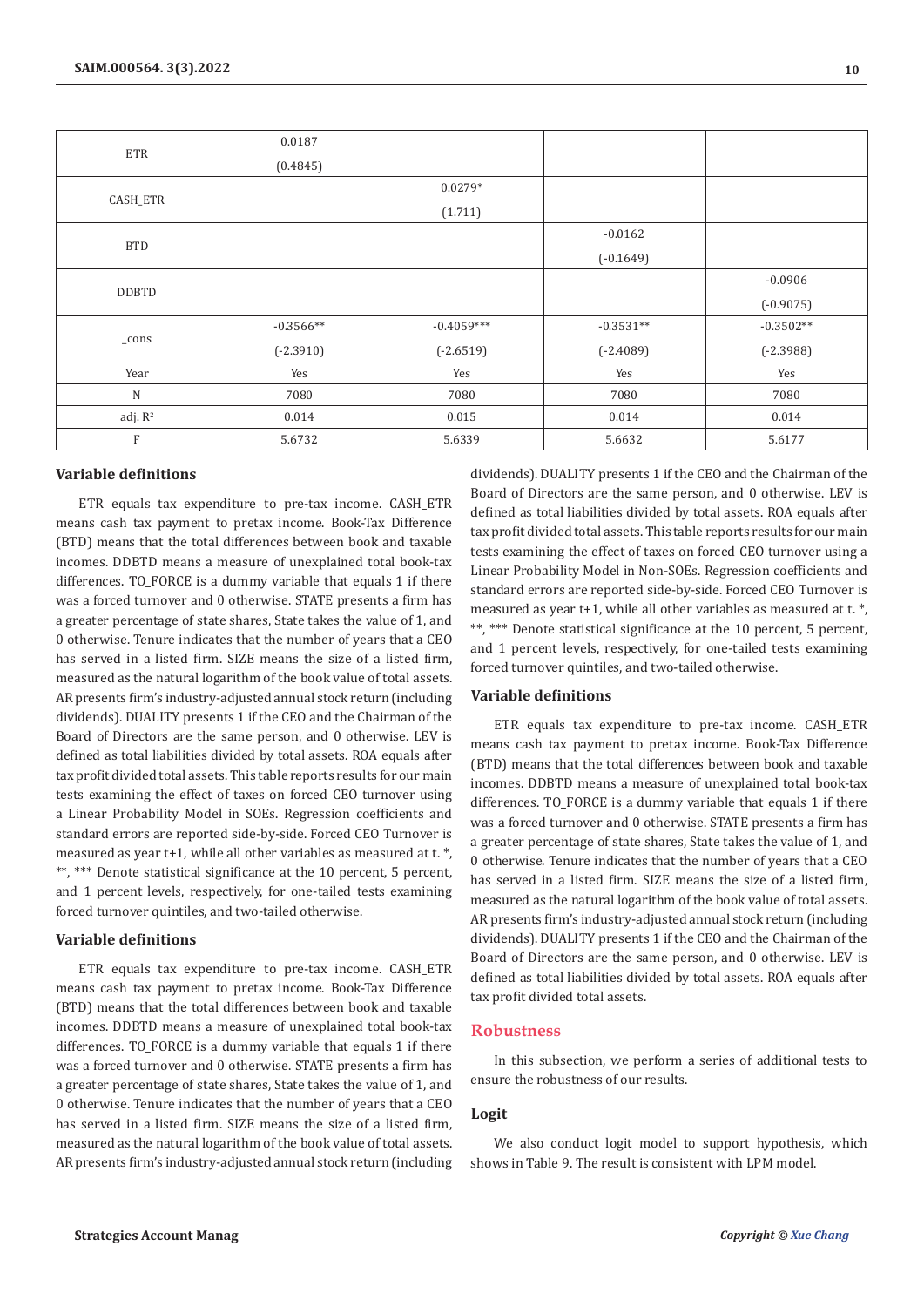| | | | | |
|---|---|---|---|---|
| ETR | 0.0187<br>(0.4845) | | | |
| CASH_ETR | | 0.0279*<br>(1.711) | | |
| BTD | | | -0.0162<br>(-0.1649) | |
| DDBTD | | | | -0.0906<br>(-0.9075) |
| _cons | -0.3566**<br>(-2.3910) | -0.4059***<br>(-2.6519) | -0.3531**<br>(-2.4089) | -0.3502**<br>(-2.3988) |
| Year | Yes | Yes | Yes | Yes |
| N | 7080 | 7080 | 7080 | 7080 |
| adj. $R^2$ | 0.014 | 0.015 | 0.014 | 0.014 |
| F | 5.6732 | 5.6339 | 5.6632 | 5.6177 |

### Variable definitions

ETR equals tax expenditure to pre-tax income. CASH_ETR means cash tax payment to pretax income. Book-Tax Difference (BTD) means that the total differences between book and taxable incomes. DDBTD means a measure of unexplained total book-tax differences. TO_FORCE is a dummy variable that equals 1 if there was a forced turnover and 0 otherwise. STATE presents a firm has a greater percentage of state shares, State takes the value of 1, and 0 otherwise. Tenure indicates that the number of years that a CEO has served in a listed firm. SIZE means the size of a listed firm, measured as the natural logarithm of the book value of total assets. AR presents firm's industry-adjusted annual stock return (including dividends). DUALITY presents 1 if the CEO and the Chairman of the Board of Directors are the same person, and 0 otherwise. LEV is defined as total liabilities divided by total assets. ROA equals after tax profit divided total assets. This table reports results for our main tests examining the effect of taxes on forced CEO turnover using a Linear Probability Model in SOEs. Regression coefficients and standard errors are reported side-by-side. Forced CEO Turnover is measured as year t+1, while all other variables as measured at t. *, **, *** Denote statistical significance at the 10 percent, 5 percent, and 1 percent levels, respectively, for one-tailed tests examining forced turnover quintiles, and two-tailed otherwise.

### Variable definitions

ETR equals tax expenditure to pre-tax income. CASH_ETR means cash tax payment to pretax income. Book-Tax Difference (BTD) means that the total differences between book and taxable incomes. DDBTD means a measure of unexplained total book-tax differences. TO_FORCE is a dummy variable that equals 1 if there was a forced turnover and 0 otherwise. STATE presents a firm has a greater percentage of state shares, State takes the value of 1, and 0 otherwise. Tenure indicates that the number of years that a CEO has served in a listed firm. SIZE means the size of a listed firm, measured as the natural logarithm of the book value of total assets. AR presents firm's industry-adjusted annual stock return (including dividends). DUALITY presents 1 if the CEO and the Chairman of the Board of Directors are the same person, and 0 otherwise. LEV is defined as total liabilities divided by total assets. ROA equals after tax profit divided total assets. This table reports results for our main tests examining the effect of taxes on forced CEO turnover using a Linear Probability Model in Non-SOEs. Regression coefficients and standard errors are reported side-by-side. Forced CEO Turnover is measured as year t+1, while all other variables as measured at t. *, **, *** Denote statistical significance at the 10 percent, 5 percent, and 1 percent levels, respectively, for one-tailed tests examining forced turnover quintiles, and two-tailed otherwise.

### Variable definitions

ETR equals tax expenditure to pre-tax income. CASH_ETR means cash tax payment to pretax income. Book-Tax Difference (BTD) means that the total differences between book and taxable incomes. DDBTD means a measure of unexplained total book-tax differences. TO_FORCE is a dummy variable that equals 1 if there was a forced turnover and 0 otherwise. STATE presents a firm has a greater percentage of state shares, State takes the value of 1, and 0 otherwise. Tenure indicates that the number of years that a CEO has served in a listed firm. SIZE means the size of a listed firm, measured as the natural logarithm of the book value of total assets. AR presents firm's industry-adjusted annual stock return (including dividends). DUALITY presents 1 if the CEO and the Chairman of the Board of Directors are the same person, and 0 otherwise. LEV is defined as total liabilities divided by total assets. ROA equals after tax profit divided total assets.

## Robustness

In this subsection, we perform a series of additional tests to ensure the robustness of our results.

### Logit

We also conduct logit model to support hypothesis, which shows in Table 9. The result is consistent with LPM model.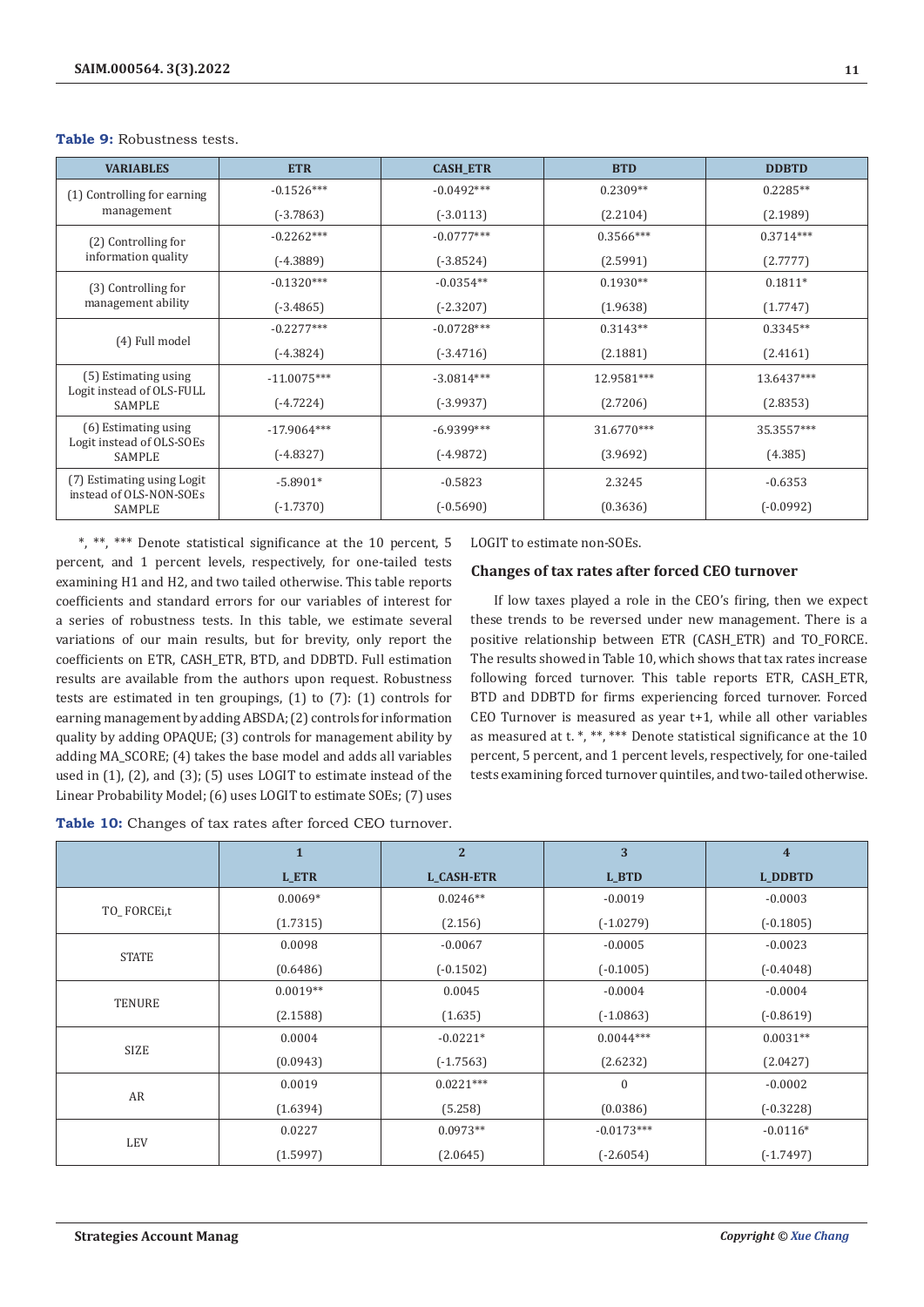**Table 9:** Robustness tests.

| VARIABLES | ETR | CASH_ETR | BTD | DDBTD |
|---|---|---|---|---|
| (1) Controlling for earning management | -0.1526*** | -0.0492*** | 0.2309** | 0.2285** |
| | (-3.7863) | (-3.0113) | (2.2104) | (2.1989) |
| (2) Controlling for information quality | -0.2262*** | -0.0777*** | 0.3566*** | 0.3714*** |
| | (-4.3889) | (-3.8524) | (2.5991) | (2.7777) |
| (3) Controlling for management ability | -0.1320*** | -0.0354** | 0.1930** | 0.1811* |
| | (-3.4865) | (-2.3207) | (1.9638) | (1.7747) |
| (4) Full model | -0.2277*** | -0.0728*** | 0.3143** | 0.3345** |
| | (-4.3824) | (-3.4716) | (2.1881) | (2.4161) |
| (5) Estimating using Logit instead of OLS-FULL SAMPLE | -11.0075*** | -3.0814*** | 12.9581*** | 13.6437*** |
| | (-4.7224) | (-3.9937) | (2.7206) | (2.8353) |
| (6) Estimating using Logit instead of OLS-SOEs SAMPLE | -17.9064*** | -6.9399*** | 31.6770*** | 35.3557*** |
| | (-4.8327) | (-4.9872) | (3.9692) | (4.385) |
| (7) Estimating using Logit instead of OLS-NON-SOEs SAMPLE | -5.8901* | -0.5823 | 2.3245 | -0.6353 |
| | (-1.7370) | (-0.5690) | (0.3636) | (-0.0992) |

*, **, *** Denote statistical significance at the 10 percent, 5 percent, and 1 percent levels, respectively, for one-tailed tests examining H1 and H2, and two tailed otherwise. This table reports coefficients and standard errors for our variables of interest for a series of robustness tests. In this table, we estimate several variations of our main results, but for brevity, only report the coefficients on ETR, CASH_ETR, BTD, and DDBTD. Full estimation results are available from the authors upon request. Robustness tests are estimated in ten groupings, (1) to (7): (1) controls for earning management by adding ABSDA; (2) controls for information quality by adding OPAQUE; (3) controls for management ability by adding MA_SCORE; (4) takes the base model and adds all variables used in (1), (2), and (3); (5) uses LOGIT to estimate instead of the Linear Probability Model; (6) uses LOGIT to estimate SOEs; (7) uses LOGIT to estimate non-SOEs.

## Changes of tax rates after forced CEO turnover

If low taxes played a role in the CEO's firing, then we expect these trends to be reversed under new management. There is a positive relationship between ETR (CASH_ETR) and TO_FORCE. The results showed in Table 10, which shows that tax rates increase following forced turnover. This table reports ETR, CASH_ETR, BTD and DDBTD for firms experiencing forced turnover. Forced CEO Turnover is measured as year t+1, while all other variables as measured at t. *, **, *** Denote statistical significance at the 10 percent, 5 percent, and 1 percent levels, respectively, for one-tailed tests examining forced turnover quintiles, and two-tailed otherwise.

**Table 10:** Changes of tax rates after forced CEO turnover.

| | 1 | 2 | 3 | 4 |
|---|---|---|---|---|
| | L_ETR | L_CASH-ETR | L_BTD | L_DDBTD |
| TO_ FORCEi,t | 0.0069* | 0.0246** | -0.0019 | -0.0003 |
| | (1.7315) | (2.156) | (-1.0279) | (-0.1805) |
| STATE | 0.0098 | -0.0067 | -0.0005 | -0.0023 |
| | (0.6486) | (-0.1502) | (-0.1005) | (-0.4048) |
| TENURE | 0.0019** | 0.0045 | -0.0004 | -0.0004 |
| | (2.1588) | (1.635) | (-1.0863) | (-0.8619) |
| SIZE | 0.0004 | -0.0221* | 0.0044*** | 0.0031** |
| | (0.0943) | (-1.7563) | (2.6232) | (2.0427) |
| AR | 0.0019 | 0.0221*** | 0 | -0.0002 |
| | (1.6394) | (5.258) | (0.0386) | (-0.3228) |
| LEV | 0.0227 | 0.0973** | -0.0173*** | -0.0116* |
| | (1.5997) | (2.0645) | (-2.6054) | (-1.7497) |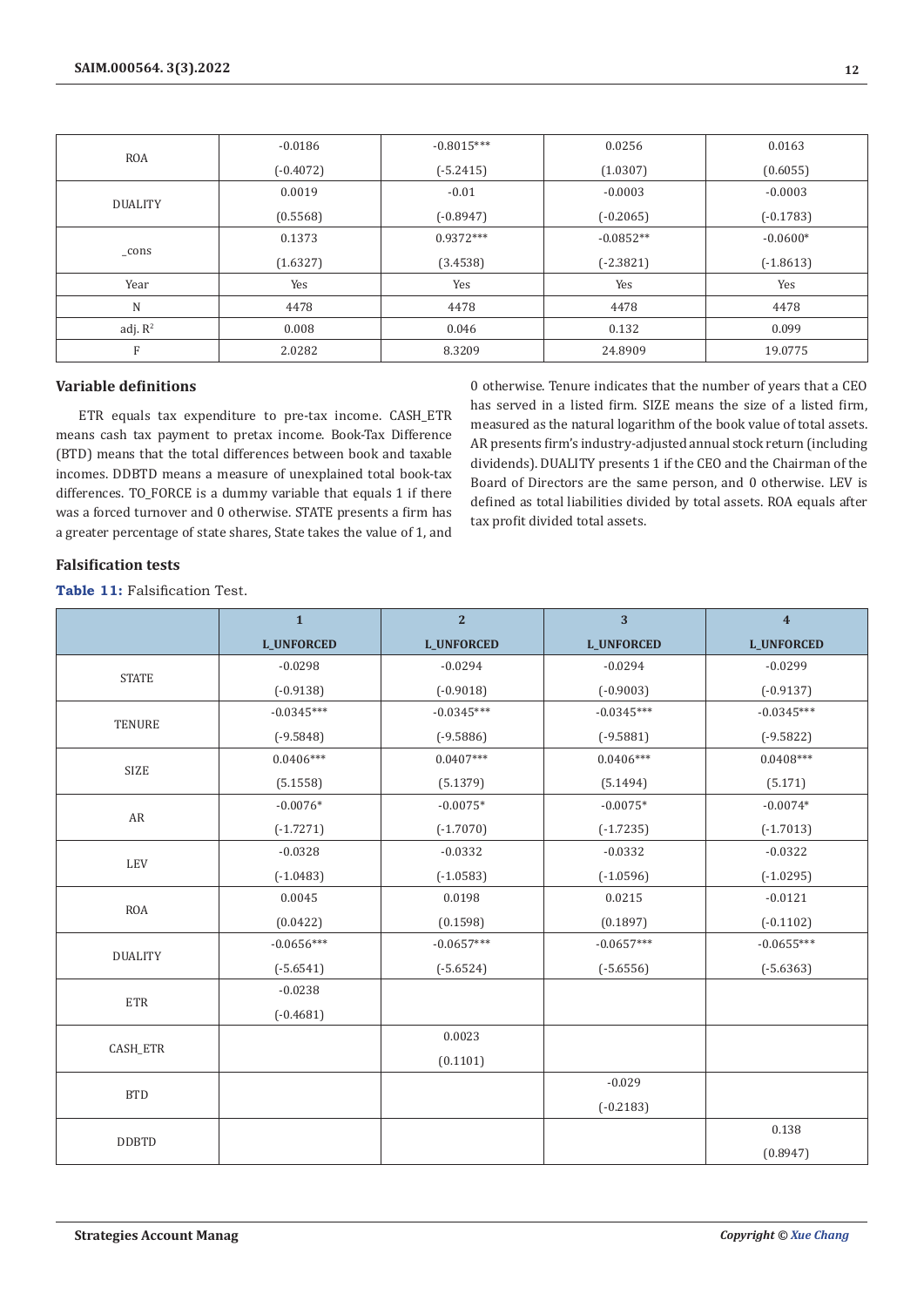| | | | | |
|---|---|---|---|---|
| ROA | -0.0186 | -0.8015*** | 0.0256 | 0.0163 |
| | (-0.4072) | (-5.2415) | (1.0307) | (0.6055) |
| DUALITY | 0.0019 | -0.01 | -0.0003 | -0.0003 |
| | (0.5568) | (-0.8947) | (-0.2065) | (-0.1783) |
| _cons | 0.1373 | 0.9372*** | -0.0852** | -0.0600* |
| | (1.6327) | (3.4538) | (-2.3821) | (-1.8613) |
| Year | Yes | Yes | Yes | Yes |
| N | 4478 | 4478 | 4478 | 4478 |
| adj. $R^2$ | 0.008 | 0.046 | 0.132 | 0.099 |
| F | 2.0282 | 8.3209 | 24.8909 | 19.0775 |

### Variable definitions

ETR equals tax expenditure to pre-tax income. CASH_ETR means cash tax payment to pretax income. Book-Tax Difference (BTD) means that the total differences between book and taxable incomes. DDBTD means a measure of unexplained total book-tax differences. TO_FORCE is a dummy variable that equals 1 if there was a forced turnover and 0 otherwise. STATE presents a firm has a greater percentage of state shares, State takes the value of 1, and 0 otherwise. Tenure indicates that the number of years that a CEO has served in a listed firm. SIZE means the size of a listed firm, measured as the natural logarithm of the book value of total assets. AR presents firm's industry-adjusted annual stock return (including dividends). DUALITY presents 1 if the CEO and the Chairman of the Board of Directors are the same person, and 0 otherwise. LEV is defined as total liabilities divided by total assets. ROA equals after tax profit divided total assets.

### Falsification tests

**Table 11:** Falsification Test.

| | 1 | 2 | 3 | 4 |
|---|---|---|---|---|
| | L_UNFORCED | L_UNFORCED | L_UNFORCED | L_UNFORCED |
| STATE | -0.0298 | -0.0294 | -0.0294 | -0.0299 |
| | (-0.9138) | (-0.9018) | (-0.9003) | (-0.9137) |
| TENURE | -0.0345*** | -0.0345*** | -0.0345*** | -0.0345*** |
| | (-9.5848) | (-9.5886) | (-9.5881) | (-9.5822) |
| SIZE | 0.0406*** | 0.0407*** | 0.0406*** | 0.0408*** |
| | (5.1558) | (5.1379) | (5.1494) | (5.171) |
| AR | -0.0076* | -0.0075* | -0.0075* | -0.0074* |
| | (-1.7271) | (-1.7070) | (-1.7235) | (-1.7013) |
| LEV | -0.0328 | -0.0332 | -0.0332 | -0.0322 |
| | (-1.0483) | (-1.0583) | (-1.0596) | (-1.0295) |
| ROA | 0.0045 | 0.0198 | 0.0215 | -0.0121 |
| | (0.0422) | (0.1598) | (0.1897) | (-0.1102) |
| DUALITY | -0.0656*** | -0.0657*** | -0.0657*** | -0.0655*** |
| | (-5.6541) | (-5.6524) | (-5.6556) | (-5.6363) |
| ETR | -0.0238 | | | |
| | (-0.4681) | | | |
| CASH_ETR | | 0.0023 | | |
| | | (0.1101) | | |
| BTD | | | -0.029 | |
| | | | (-0.2183) | |
| DDBTD | | | | 0.138 |
| | | | | (0.8947) |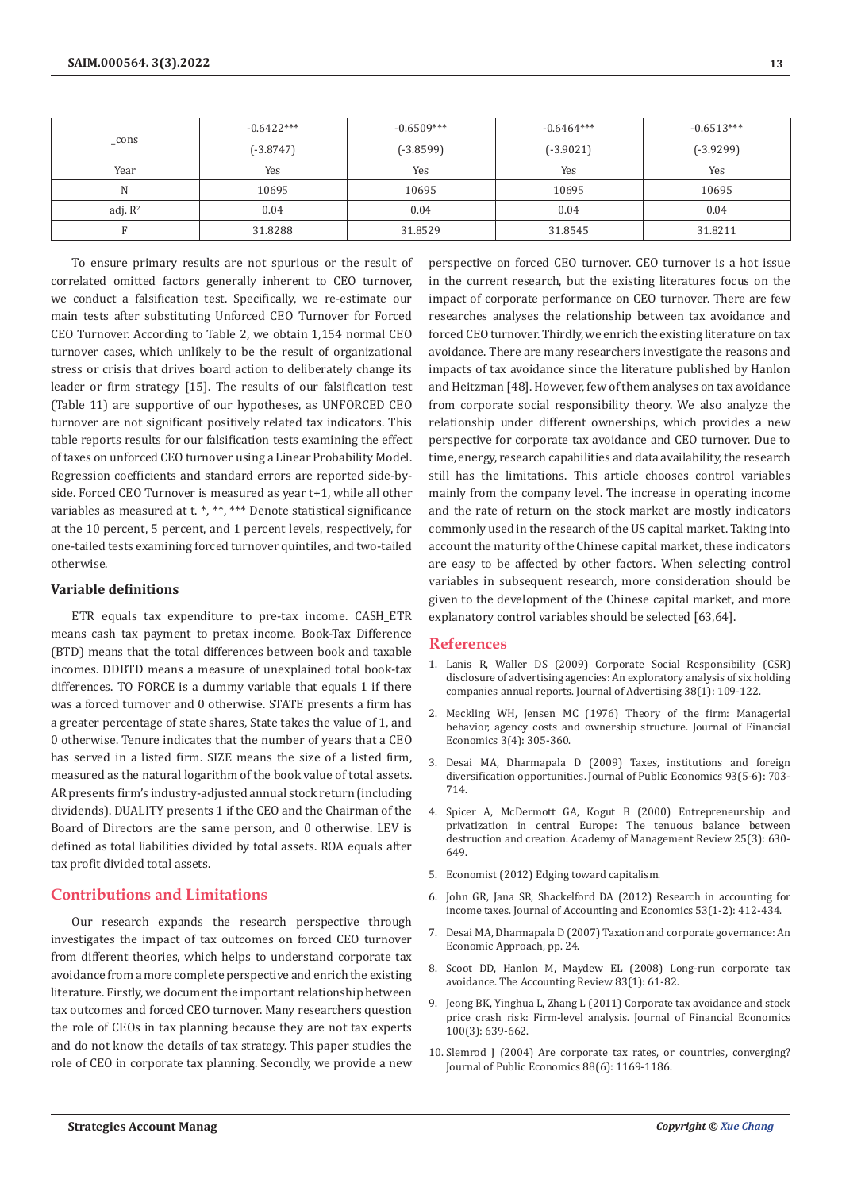| _cons | -0.6422*** | -0.6509*** | -0.6464*** | -0.6513*** |
| --- | --- | --- | --- | --- |
| | (-3.8747) | (-3.8599) | (-3.9021) | (-3.9299) |
| Year | Yes | Yes | Yes | Yes |
| N | 10695 | 10695 | 10695 | 10695 |
| adj. $R^2$ | 0.04 | 0.04 | 0.04 | 0.04 |
| F | 31.8288 | 31.8529 | 31.8545 | 31.8211 |

To ensure primary results are not spurious or the result of correlated omitted factors generally inherent to CEO turnover, we conduct a falsification test. Specifically, we re-estimate our main tests after substituting Unforced CEO Turnover for Forced CEO Turnover. According to Table 2, we obtain 1,154 normal CEO turnover cases, which unlikely to be the result of organizational stress or crisis that drives board action to deliberately change its leader or firm strategy [15]. The results of our falsification test (Table 11) are supportive of our hypotheses, as UNFORCED CEO turnover are not significant positively related tax indicators. This table reports results for our falsification tests examining the effect of taxes on unforced CEO turnover using a Linear Probability Model. Regression coefficients and standard errors are reported side-by-side. Forced CEO Turnover is measured as year t+1, while all other variables as measured at t. *, **, *** Denote statistical significance at the 10 percent, 5 percent, and 1 percent levels, respectively, for one-tailed tests examining forced turnover quintiles, and two-tailed otherwise.

### Variable definitions

ETR equals tax expenditure to pre-tax income. CASH_ETR means cash tax payment to pretax income. Book-Tax Difference (BTD) means that the total differences between book and taxable incomes. DDBTD means a measure of unexplained total book-tax differences. TO_FORCE is a dummy variable that equals 1 if there was a forced turnover and 0 otherwise. STATE presents a firm has a greater percentage of state shares, State takes the value of 1, and 0 otherwise. Tenure indicates that the number of years that a CEO has served in a listed firm. SIZE means the size of a listed firm, measured as the natural logarithm of the book value of total assets. AR presents firm's industry-adjusted annual stock return (including dividends). DUALITY presents 1 if the CEO and the Chairman of the Board of Directors are the same person, and 0 otherwise. LEV is defined as total liabilities divided by total assets. ROA equals after tax profit divided total assets.

## Contributions and Limitations

Our research expands the research perspective through investigates the impact of tax outcomes on forced CEO turnover from different theories, which helps to understand corporate tax avoidance from a more complete perspective and enrich the existing literature. Firstly, we document the important relationship between tax outcomes and forced CEO turnover. Many researchers question the role of CEOs in tax planning because they are not tax experts and do not know the details of tax strategy. This paper studies the role of CEO in corporate tax planning. Secondly, we provide a new perspective on forced CEO turnover. CEO turnover is a hot issue in the current research, but the existing literatures focus on the impact of corporate performance on CEO turnover. There are few researches analyses the relationship between tax avoidance and forced CEO turnover. Thirdly, we enrich the existing literature on tax avoidance. There are many researchers investigate the reasons and impacts of tax avoidance since the literature published by Hanlon and Heitzman [48]. However, few of them analyses on tax avoidance from corporate social responsibility theory. We also analyze the relationship under different ownerships, which provides a new perspective for corporate tax avoidance and CEO turnover. Due to time, energy, research capabilities and data availability, the research still has the limitations. This article chooses control variables mainly from the company level. The increase in operating income and the rate of return on the stock market are mostly indicators commonly used in the research of the US capital market. Taking into account the maturity of the Chinese capital market, these indicators are easy to be affected by other factors. When selecting control variables in subsequent research, more consideration should be given to the development of the Chinese capital market, and more explanatory control variables should be selected [63,64].

## References

1. Lanis R, Waller DS (2009) Corporate Social Responsibility (CSR) disclosure of advertising agencies: An exploratory analysis of six holding companies annual reports. Journal of Advertising 38(1): 109-122.
2. Meckling WH, Jensen MC (1976) Theory of the firm: Managerial behavior, agency costs and ownership structure. Journal of Financial Economics 3(4): 305-360.
3. Desai MA, Dharmapala D (2009) Taxes, institutions and foreign diversification opportunities. Journal of Public Economics 93(5-6): 703-714.
4. Spicer A, McDermott GA, Kogut B (2000) Entrepreneurship and privatization in central Europe: The tenuous balance between destruction and creation. Academy of Management Review 25(3): 630-649.
5. Economist (2012) Edging toward capitalism.
6. John GR, Jana SR, Shackelford DA (2012) Research in accounting for income taxes. Journal of Accounting and Economics 53(1-2): 412-434.
7. Desai MA, Dharmapala D (2007) Taxation and corporate governance: An Economic Approach, pp. 24.
8. Scoot DD, Hanlon M, Maydew EL (2008) Long-run corporate tax avoidance. The Accounting Review 83(1): 61-82.
9. Jeong BK, Yinghua L, Zhang L (2011) Corporate tax avoidance and stock price crash risk: Firm-level analysis. Journal of Financial Economics 100(3): 639-662.
10. Slemrod J (2004) Are corporate tax rates, or countries, converging? Journal of Public Economics 88(6): 1169-1186.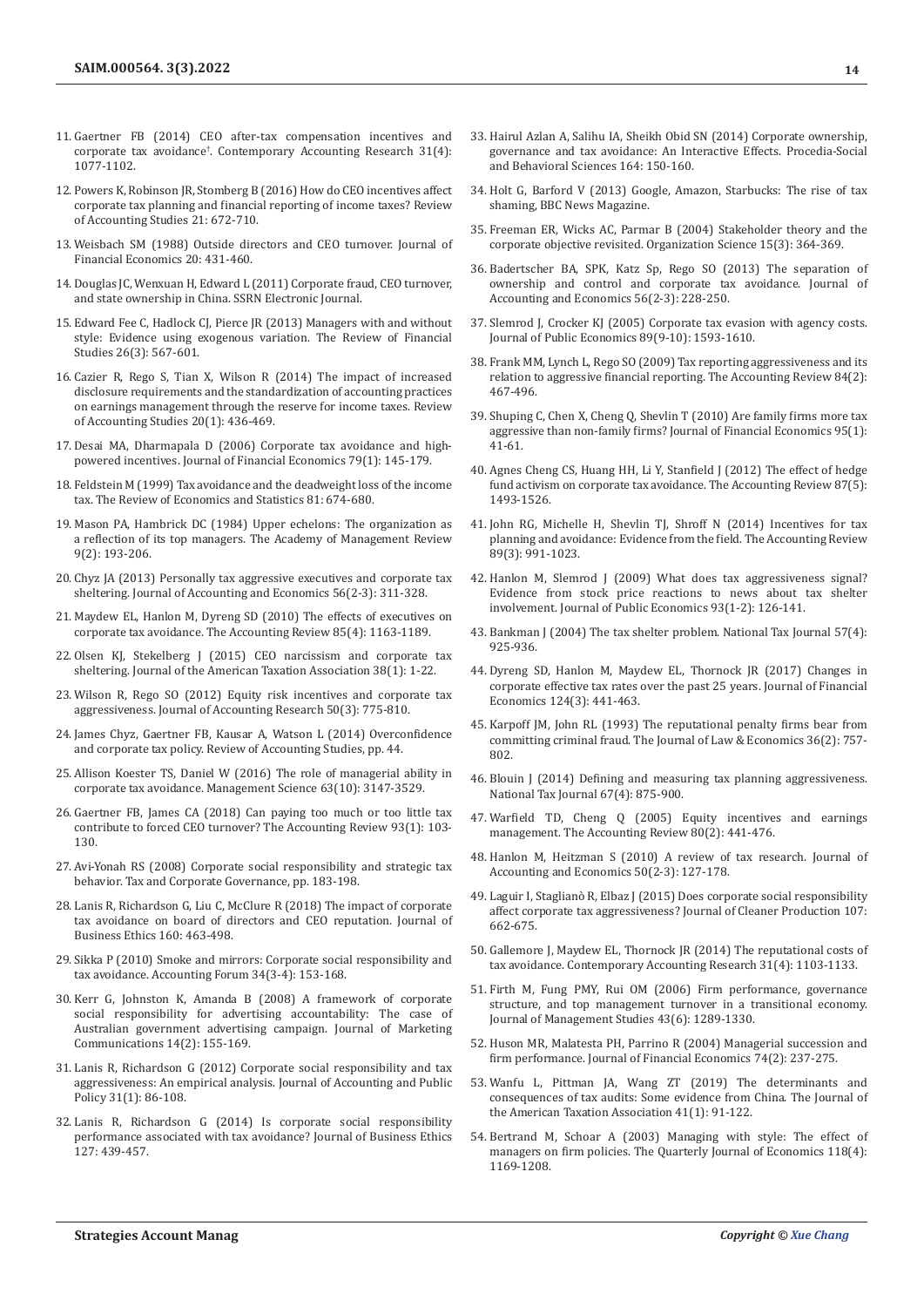11. Gaertner FB (2014) CEO after-tax compensation incentives and corporate tax avoidance†. Contemporary Accounting Research 31(4): 1077-1102.
12. Powers K, Robinson JR, Stomberg B (2016) How do CEO incentives affect corporate tax planning and financial reporting of income taxes? Review of Accounting Studies 21: 672-710.
13. Weisbach SM (1988) Outside directors and CEO turnover. Journal of Financial Economics 20: 431-460.
14. Douglas JC, Wenxuan H, Edward L (2011) Corporate fraud, CEO turnover, and state ownership in China. SSRN Electronic Journal.
15. Edward Fee C, Hadlock CJ, Pierce JR (2013) Managers with and without style: Evidence using exogenous variation. The Review of Financial Studies 26(3): 567-601.
16. Cazier R, Rego S, Tian X, Wilson R (2014) The impact of increased disclosure requirements and the standardization of accounting practices on earnings management through the reserve for income taxes. Review of Accounting Studies 20(1): 436-469.
17. Desai MA, Dharmapala D (2006) Corporate tax avoidance and high-powered incentives. Journal of Financial Economics 79(1): 145-179.
18. Feldstein M (1999) Tax avoidance and the deadweight loss of the income tax. The Review of Economics and Statistics 81: 674-680.
19. Mason PA, Hambrick DC (1984) Upper echelons: The organization as a reflection of its top managers. The Academy of Management Review 9(2): 193-206.
20. Chyz JA (2013) Personally tax aggressive executives and corporate tax sheltering. Journal of Accounting and Economics 56(2-3): 311-328.
21. Maydew EL, Hanlon M, Dyreng SD (2010) The effects of executives on corporate tax avoidance. The Accounting Review 85(4): 1163-1189.
22. Olsen KJ, Stekelberg J (2015) CEO narcissism and corporate tax sheltering. Journal of the American Taxation Association 38(1): 1-22.
23. Wilson R, Rego SO (2012) Equity risk incentives and corporate tax aggressiveness. Journal of Accounting Research 50(3): 775-810.
24. James Chyz, Gaertner FB, Kausar A, Watson L (2014) Overconfidence and corporate tax policy. Review of Accounting Studies, pp. 44.
25. Allison Koester TS, Daniel W (2016) The role of managerial ability in corporate tax avoidance. Management Science 63(10): 3147-3529.
26. Gaertner FB, James CA (2018) Can paying too much or too little tax contribute to forced CEO turnover? The Accounting Review 93(1): 103-130.
27. Avi-Yonah RS (2008) Corporate social responsibility and strategic tax behavior. Tax and Corporate Governance, pp. 183-198.
28. Lanis R, Richardson G, Liu C, McClure R (2018) The impact of corporate tax avoidance on board of directors and CEO reputation. Journal of Business Ethics 160: 463-498.
29. Sikka P (2010) Smoke and mirrors: Corporate social responsibility and tax avoidance. Accounting Forum 34(3-4): 153-168.
30. Kerr G, Johnston K, Amanda B (2008) A framework of corporate social responsibility for advertising accountability: The case of Australian government advertising campaign. Journal of Marketing Communications 14(2): 155-169.
31. Lanis R, Richardson G (2012) Corporate social responsibility and tax aggressiveness: An empirical analysis. Journal of Accounting and Public Policy 31(1): 86-108.
32. Lanis R, Richardson G (2014) Is corporate social responsibility performance associated with tax avoidance? Journal of Business Ethics 127: 439-457.
33. Hairul Azlan A, Salihu IA, Sheikh Obid SN (2014) Corporate ownership, governance and tax avoidance: An Interactive Effects. Procedia-Social and Behavioral Sciences 164: 150-160.
34. Holt G, Barford V (2013) Google, Amazon, Starbucks: The rise of tax shaming, BBC News Magazine.
35. Freeman ER, Wicks AC, Parmar B (2004) Stakeholder theory and the corporate objective revisited. Organization Science 15(3): 364-369.
36. Badertscher BA, SPK, Katz Sp, Rego SO (2013) The separation of ownership and control and corporate tax avoidance. Journal of Accounting and Economics 56(2-3): 228-250.
37. Slemrod J, Crocker KJ (2005) Corporate tax evasion with agency costs. Journal of Public Economics 89(9-10): 1593-1610.
38. Frank MM, Lynch L, Rego SO (2009) Tax reporting aggressiveness and its relation to aggressive financial reporting. The Accounting Review 84(2): 467-496.
39. Shuping C, Chen X, Cheng Q, Shevlin T (2010) Are family firms more tax aggressive than non-family firms? Journal of Financial Economics 95(1): 41-61.
40. Agnes Cheng CS, Huang HH, Li Y, Stanfield J (2012) The effect of hedge fund activism on corporate tax avoidance. The Accounting Review 87(5): 1493-1526.
41. John RG, Michelle H, Shevlin TJ, Shroff N (2014) Incentives for tax planning and avoidance: Evidence from the field. The Accounting Review 89(3): 991-1023.
42. Hanlon M, Slemrod J (2009) What does tax aggressiveness signal? Evidence from stock price reactions to news about tax shelter involvement. Journal of Public Economics 93(1-2): 126-141.
43. Bankman J (2004) The tax shelter problem. National Tax Journal 57(4): 925-936.
44. Dyreng SD, Hanlon M, Maydew EL, Thornock JR (2017) Changes in corporate effective tax rates over the past 25 years. Journal of Financial Economics 124(3): 441-463.
45. Karpoff JM, John RL (1993) The reputational penalty firms bear from committing criminal fraud. The Journal of Law & Economics 36(2): 757-802.
46. Blouin J (2014) Defining and measuring tax planning aggressiveness. National Tax Journal 67(4): 875-900.
47. Warfield TD, Cheng Q (2005) Equity incentives and earnings management. The Accounting Review 80(2): 441-476.
48. Hanlon M, Heitzman S (2010) A review of tax research. Journal of Accounting and Economics 50(2-3): 127-178.
49. Laguir I, Staglianò R, Elbaz J (2015) Does corporate social responsibility affect corporate tax aggressiveness? Journal of Cleaner Production 107: 662-675.
50. Gallemore J, Maydew EL, Thornock JR (2014) The reputational costs of tax avoidance. Contemporary Accounting Research 31(4): 1103-1133.
51. Firth M, Fung PMY, Rui OM (2006) Firm performance, governance structure, and top management turnover in a transitional economy. Journal of Management Studies 43(6): 1289-1330.
52. Huson MR, Malatesta PH, Parrino R (2004) Managerial succession and firm performance. Journal of Financial Economics 74(2): 237-275.
53. Wanfu L, Pittman JA, Wang ZT (2019) The determinants and consequences of tax audits: Some evidence from China. The Journal of the American Taxation Association 41(1): 91-122.
54. Bertrand M, Schoar A (2003) Managing with style: The effect of managers on firm policies. The Quarterly Journal of Economics 118(4): 1169-1208.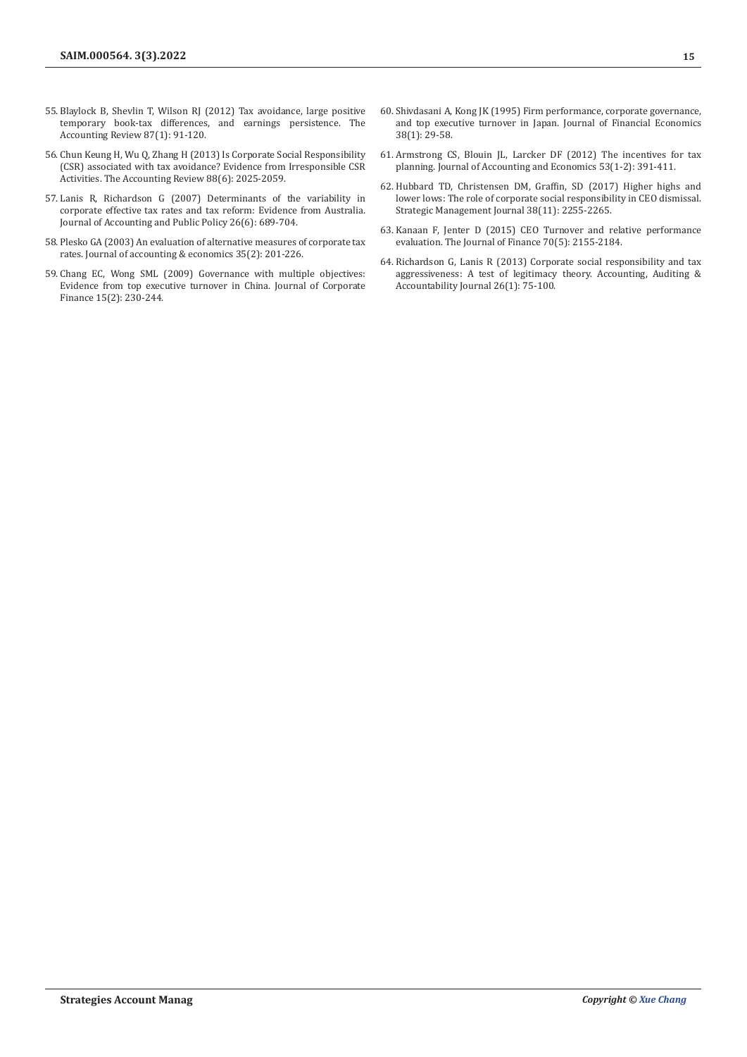55. Blaylock B, Shevlin T, Wilson RJ (2012) Tax avoidance, large positive temporary book-tax differences, and earnings persistence. The Accounting Review 87(1): 91-120.

56. Chun Keung H, Wu Q, Zhang H (2013) Is Corporate Social Responsibility (CSR) associated with tax avoidance? Evidence from Irresponsible CSR Activities. The Accounting Review 88(6): 2025-2059.

57. Lanis R, Richardson G (2007) Determinants of the variability in corporate effective tax rates and tax reform: Evidence from Australia. Journal of Accounting and Public Policy 26(6): 689-704.

58. Plesko GA (2003) An evaluation of alternative measures of corporate tax rates. Journal of accounting & economics 35(2): 201-226.

59. Chang EC, Wong SML (2009) Governance with multiple objectives: Evidence from top executive turnover in China. Journal of Corporate Finance 15(2): 230-244.

60. Shivdasani A, Kong JK (1995) Firm performance, corporate governance, and top executive turnover in Japan. Journal of Financial Economics 38(1): 29-58.

61. Armstrong CS, Blouin JL, Larcker DF (2012) The incentives for tax planning. Journal of Accounting and Economics 53(1-2): 391-411.

62. Hubbard TD, Christensen DM, Graffin, SD (2017) Higher highs and lower lows: The role of corporate social responsibility in CEO dismissal. Strategic Management Journal 38(11): 2255-2265.

63. Kanaan F, Jenter D (2015) CEO Turnover and relative performance evaluation. The Journal of Finance 70(5): 2155-2184.

64. Richardson G, Lanis R (2013) Corporate social responsibility and tax aggressiveness: A test of legitimacy theory. Accounting, Auditing & Accountability Journal 26(1): 75-100.